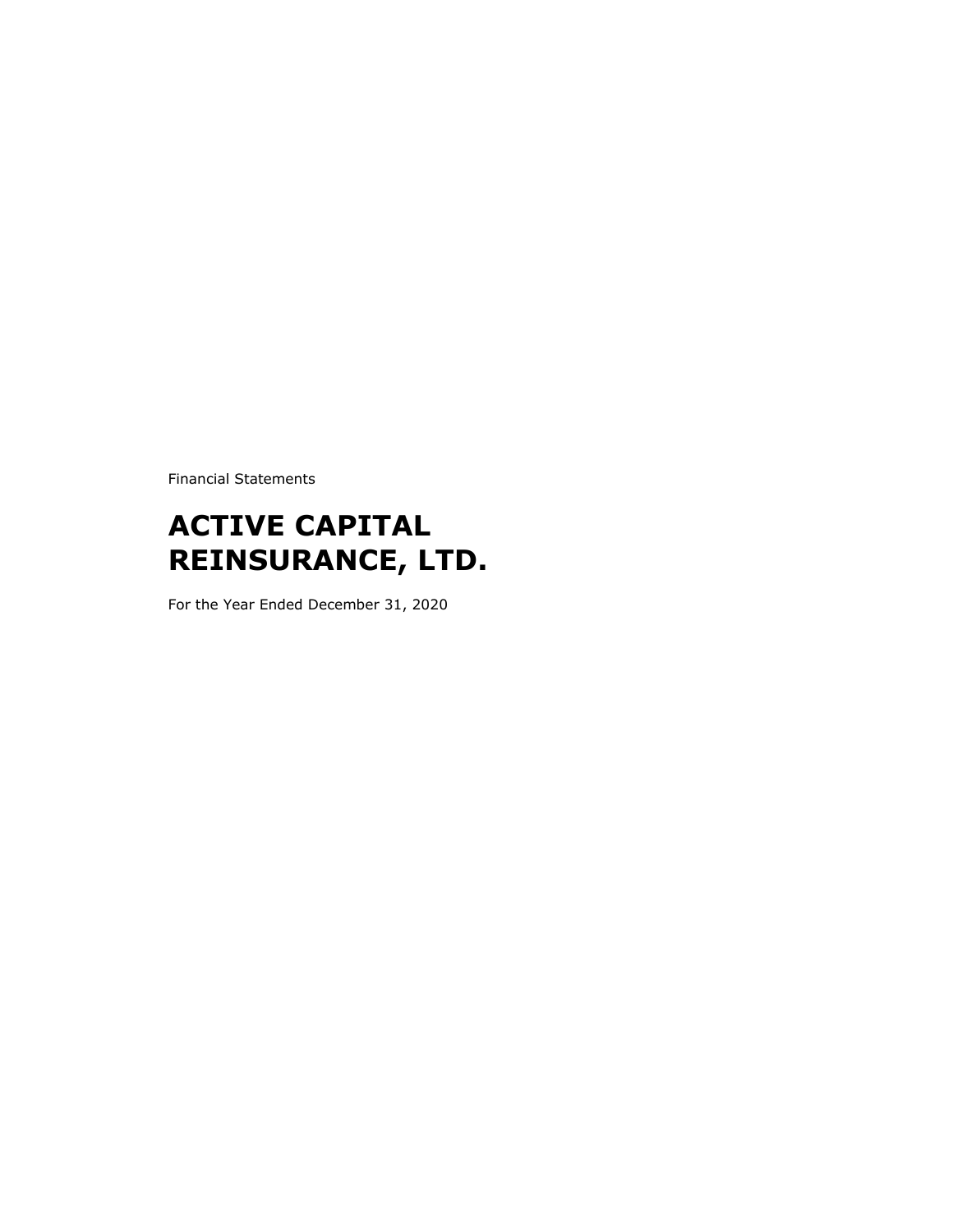Financial Statements

# ACTIVE CAPITAL REINSURANCE, LTD.

For the Year Ended December 31, 2020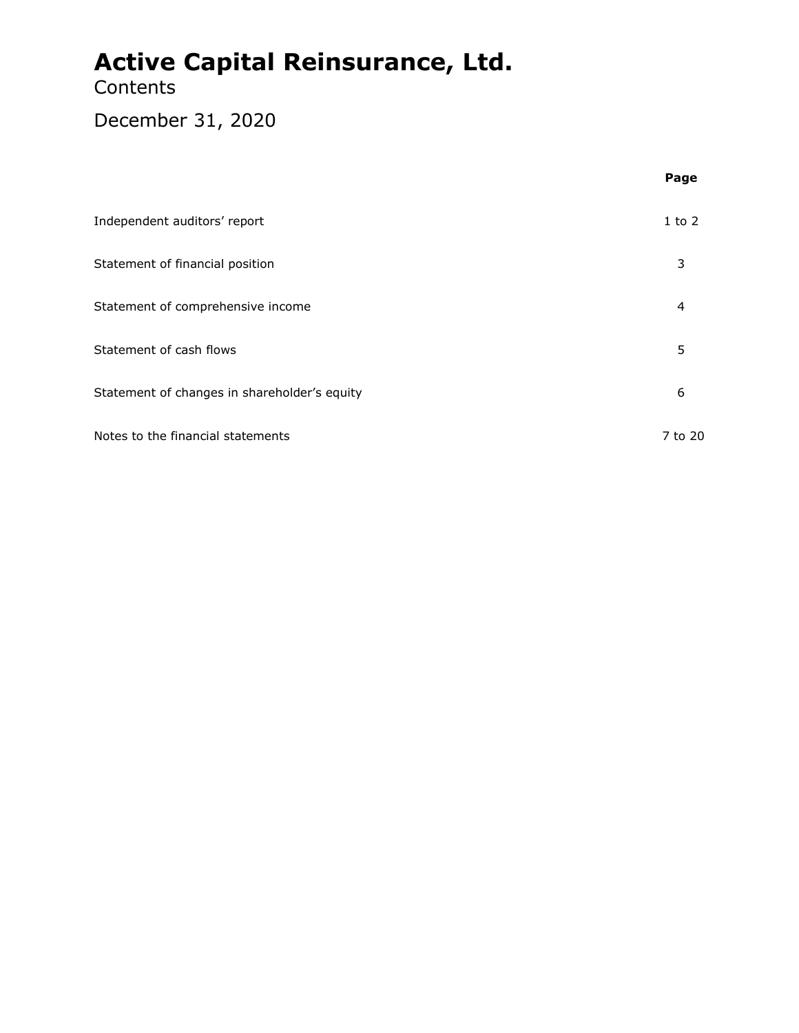# Active Capital Reinsurance, Ltd.

Contents

December 31, 2020

| | Page |
|---|---|
| Independent auditors' report | 1 to 2 |
| Statement of financial position | 3 |
| Statement of comprehensive income | 4 |
| Statement of cash flows | 5 |
| Statement of changes in shareholder's equity | 6 |
| Notes to the financial statements | 7 to 20 |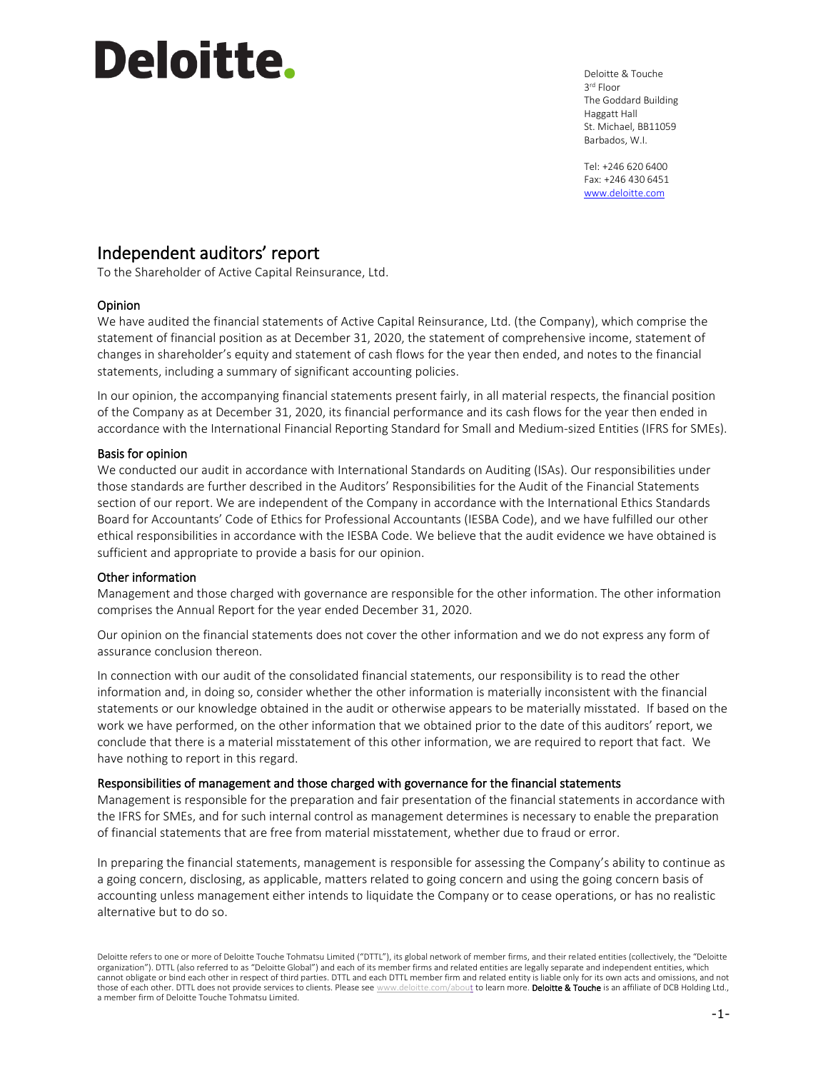Deloitte.

Deloitte & Touche
3rd Floor
The Goddard Building
Haggatt Hall
St. Michael, BB11059
Barbados, W.I.

Tel: +246 620 6400
Fax: +246 430 6451
www.deloitte.com

# Independent auditors' report

To the Shareholder of Active Capital Reinsurance, Ltd.

## Opinion

We have audited the financial statements of Active Capital Reinsurance, Ltd. (the Company), which comprise the statement of financial position as at December 31, 2020, the statement of comprehensive income, statement of changes in shareholder's equity and statement of cash flows for the year then ended, and notes to the financial statements, including a summary of significant accounting policies.

In our opinion, the accompanying financial statements present fairly, in all material respects, the financial position of the Company as at December 31, 2020, its financial performance and its cash flows for the year then ended in accordance with the International Financial Reporting Standard for Small and Medium-sized Entities (IFRS for SMEs).

## Basis for opinion

We conducted our audit in accordance with International Standards on Auditing (ISAs). Our responsibilities under those standards are further described in the Auditors' Responsibilities for the Audit of the Financial Statements section of our report. We are independent of the Company in accordance with the International Ethics Standards Board for Accountants' Code of Ethics for Professional Accountants (IESBA Code), and we have fulfilled our other ethical responsibilities in accordance with the IESBA Code. We believe that the audit evidence we have obtained is sufficient and appropriate to provide a basis for our opinion.

## Other information

Management and those charged with governance are responsible for the other information. The other information comprises the Annual Report for the year ended December 31, 2020.

Our opinion on the financial statements does not cover the other information and we do not express any form of assurance conclusion thereon.

In connection with our audit of the consolidated financial statements, our responsibility is to read the other information and, in doing so, consider whether the other information is materially inconsistent with the financial statements or our knowledge obtained in the audit or otherwise appears to be materially misstated. If based on the work we have performed, on the other information that we obtained prior to the date of this auditors' report, we conclude that there is a material misstatement of this other information, we are required to report that fact. We have nothing to report in this regard.

## Responsibilities of management and those charged with governance for the financial statements

Management is responsible for the preparation and fair presentation of the financial statements in accordance with the IFRS for SMEs, and for such internal control as management determines is necessary to enable the preparation of financial statements that are free from material misstatement, whether due to fraud or error.

In preparing the financial statements, management is responsible for assessing the Company's ability to continue as a going concern, disclosing, as applicable, matters related to going concern and using the going concern basis of accounting unless management either intends to liquidate the Company or to cease operations, or has no realistic alternative but to do so.

Deloitte refers to one or more of Deloitte Touche Tohmatsu Limited ("DTTL"), its global network of member firms, and their related entities (collectively, the "Deloitte organization"). DTTL (also referred to as "Deloitte Global") and each of its member firms and related entities are legally separate and independent entities, which cannot obligate or bind each other in respect of third parties. DTTL and each DTTL member firm and related entity is liable only for its own acts and omissions, and not those of each other. DTTL does not provide services to clients. Please see www.deloitte.com/about to learn more. **Deloitte & Touche** is an affiliate of DCB Holding Ltd., a member firm of Deloitte Touche Tohmatsu Limited.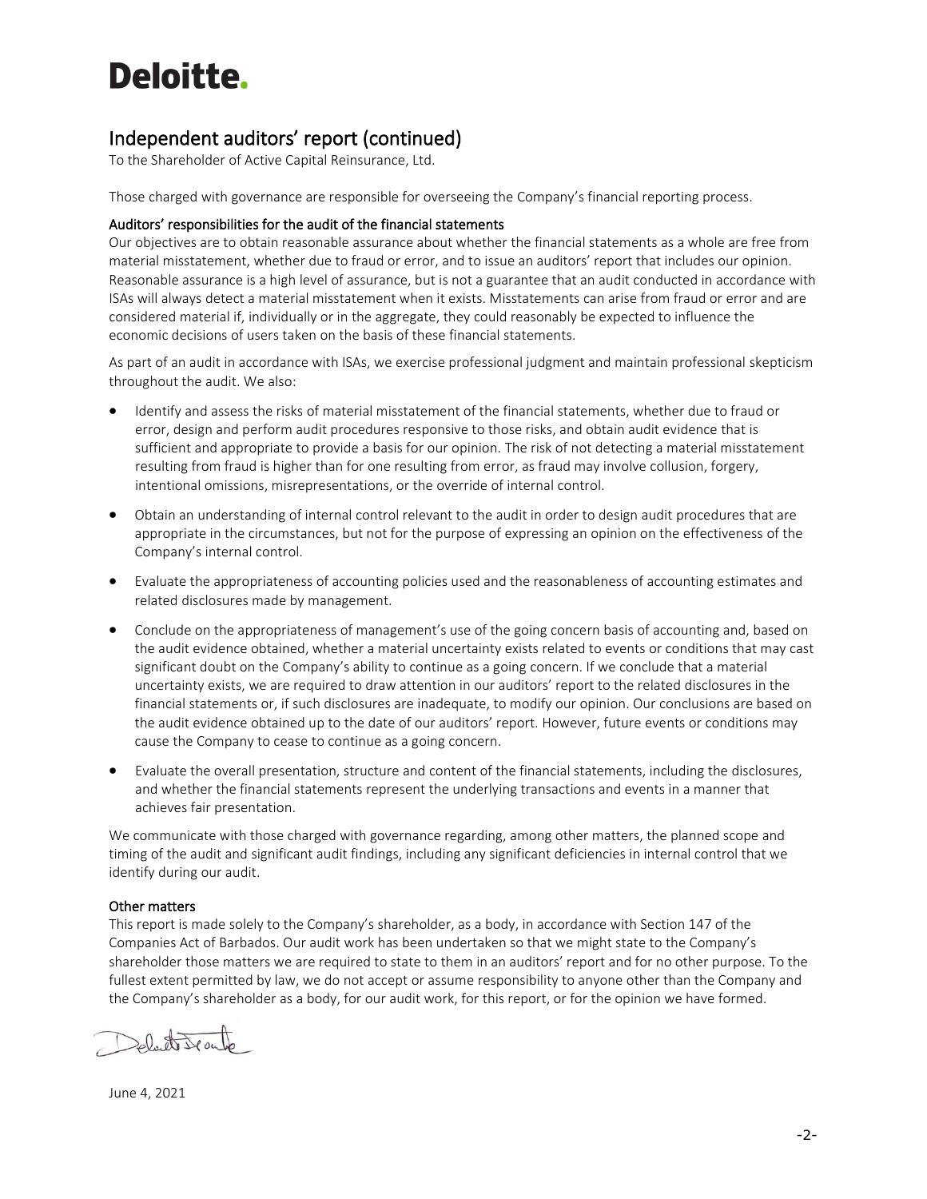# Deloitte.

## Independent auditors' report (continued)

To the Shareholder of Active Capital Reinsurance, Ltd.

Those charged with governance are responsible for overseeing the Company's financial reporting process.

### Auditors' responsibilities for the audit of the financial statements

Our objectives are to obtain reasonable assurance about whether the financial statements as a whole are free from material misstatement, whether due to fraud or error, and to issue an auditors' report that includes our opinion. Reasonable assurance is a high level of assurance, but is not a guarantee that an audit conducted in accordance with ISAs will always detect a material misstatement when it exists. Misstatements can arise from fraud or error and are considered material if, individually or in the aggregate, they could reasonably be expected to influence the economic decisions of users taken on the basis of these financial statements.

As part of an audit in accordance with ISAs, we exercise professional judgment and maintain professional skepticism throughout the audit. We also:

- Identify and assess the risks of material misstatement of the financial statements, whether due to fraud or error, design and perform audit procedures responsive to those risks, and obtain audit evidence that is sufficient and appropriate to provide a basis for our opinion. The risk of not detecting a material misstatement resulting from fraud is higher than for one resulting from error, as fraud may involve collusion, forgery, intentional omissions, misrepresentations, or the override of internal control.

- Obtain an understanding of internal control relevant to the audit in order to design audit procedures that are appropriate in the circumstances, but not for the purpose of expressing an opinion on the effectiveness of the Company's internal control.

- Evaluate the appropriateness of accounting policies used and the reasonableness of accounting estimates and related disclosures made by management.

- Conclude on the appropriateness of management's use of the going concern basis of accounting and, based on the audit evidence obtained, whether a material uncertainty exists related to events or conditions that may cast significant doubt on the Company's ability to continue as a going concern. If we conclude that a material uncertainty exists, we are required to draw attention in our auditors' report to the related disclosures in the financial statements or, if such disclosures are inadequate, to modify our opinion. Our conclusions are based on the audit evidence obtained up to the date of our auditors' report. However, future events or conditions may cause the Company to cease to continue as a going concern.

- Evaluate the overall presentation, structure and content of the financial statements, including the disclosures, and whether the financial statements represent the underlying transactions and events in a manner that achieves fair presentation.

We communicate with those charged with governance regarding, among other matters, the planned scope and timing of the audit and significant audit findings, including any significant deficiencies in internal control that we identify during our audit.

### Other matters

This report is made solely to the Company's shareholder, as a body, in accordance with Section 147 of the Companies Act of Barbados. Our audit work has been undertaken so that we might state to the Company's shareholder those matters we are required to state to them in an auditors' report and for no other purpose. To the fullest extent permitted by law, we do not accept or assume responsibility to anyone other than the Company and the Company's shareholder as a body, for our audit work, for this report, or for the opinion we have formed.

Deloitte & Touche

June 4, 2021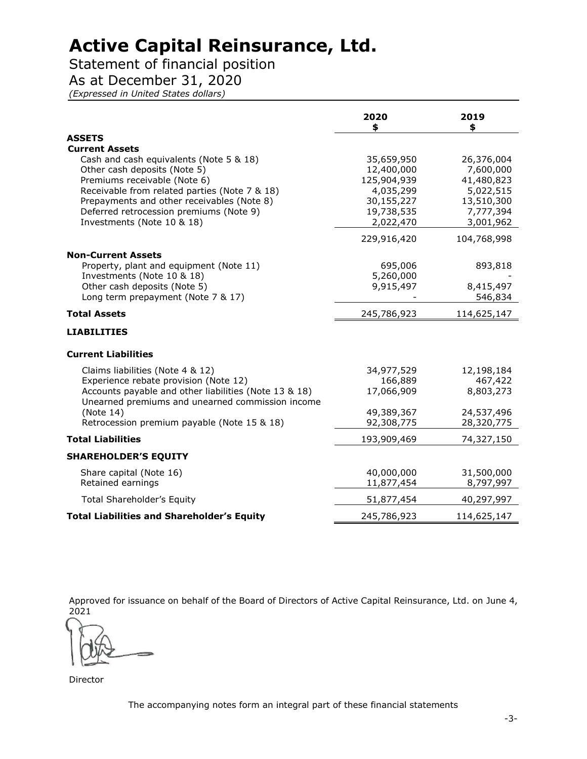# Active Capital Reinsurance, Ltd.

## Statement of financial position

## As at December 31, 2020

*(Expressed in United States dollars)*

| | 2020<br>$ | 2019<br>$ |
|---|---|---|
| **ASSETS** | | |
| **Current Assets** | | |
| Cash and cash equivalents (Note 5 & 18) | 35,659,950 | 26,376,004 |
| Other cash deposits (Note 5) | 12,400,000 | 7,600,000 |
| Premiums receivable (Note 6) | 125,904,939 | 41,480,823 |
| Receivable from related parties (Note 7 & 18) | 4,035,299 | 5,022,515 |
| Prepayments and other receivables (Note 8) | 30,155,227 | 13,510,300 |
| Deferred retrocession premiums (Note 9) | 19,738,535 | 7,777,394 |
| Investments (Note 10 & 18) | 2,022,470 | 3,001,962 |
| | 229,916,420 | 104,768,998 |
| **Non-Current Assets** | | |
| Property, plant and equipment (Note 11) | 695,006 | 893,818 |
| Investments (Note 10 & 18) | 5,260,000 | - |
| Other cash deposits (Note 5) | 9,915,497 | 8,415,497 |
| Long term prepayment (Note 7 & 17) | - | 546,834 |
| **Total Assets** | 245,786,923 | 114,625,147 |
| **LIABILITIES** | | |
| **Current Liabilities** | | |
| Claims liabilities (Note 4 & 12) | 34,977,529 | 12,198,184 |
| Experience rebate provision (Note 12) | 166,889 | 467,422 |
| Accounts payable and other liabilities (Note 13 & 18) | 17,066,909 | 8,803,273 |
| Unearned premiums and unearned commission income (Note 14) | 49,389,367 | 24,537,496 |
| Retrocession premium payable (Note 15 & 18) | 92,308,775 | 28,320,775 |
| **Total Liabilities** | 193,909,469 | 74,327,150 |
| **SHAREHOLDER'S EQUITY** | | |
| Share capital (Note 16) | 40,000,000 | 31,500,000 |
| Retained earnings | 11,877,454 | 8,797,997 |
| Total Shareholder's Equity | 51,877,454 | 40,297,997 |
| **Total Liabilities and Shareholder's Equity** | 245,786,923 | 114,625,147 |

Approved for issuance on behalf of the Board of Directors of Active Capital Reinsurance, Ltd. on June 4, 2021

Director

The accompanying notes form an integral part of these financial statements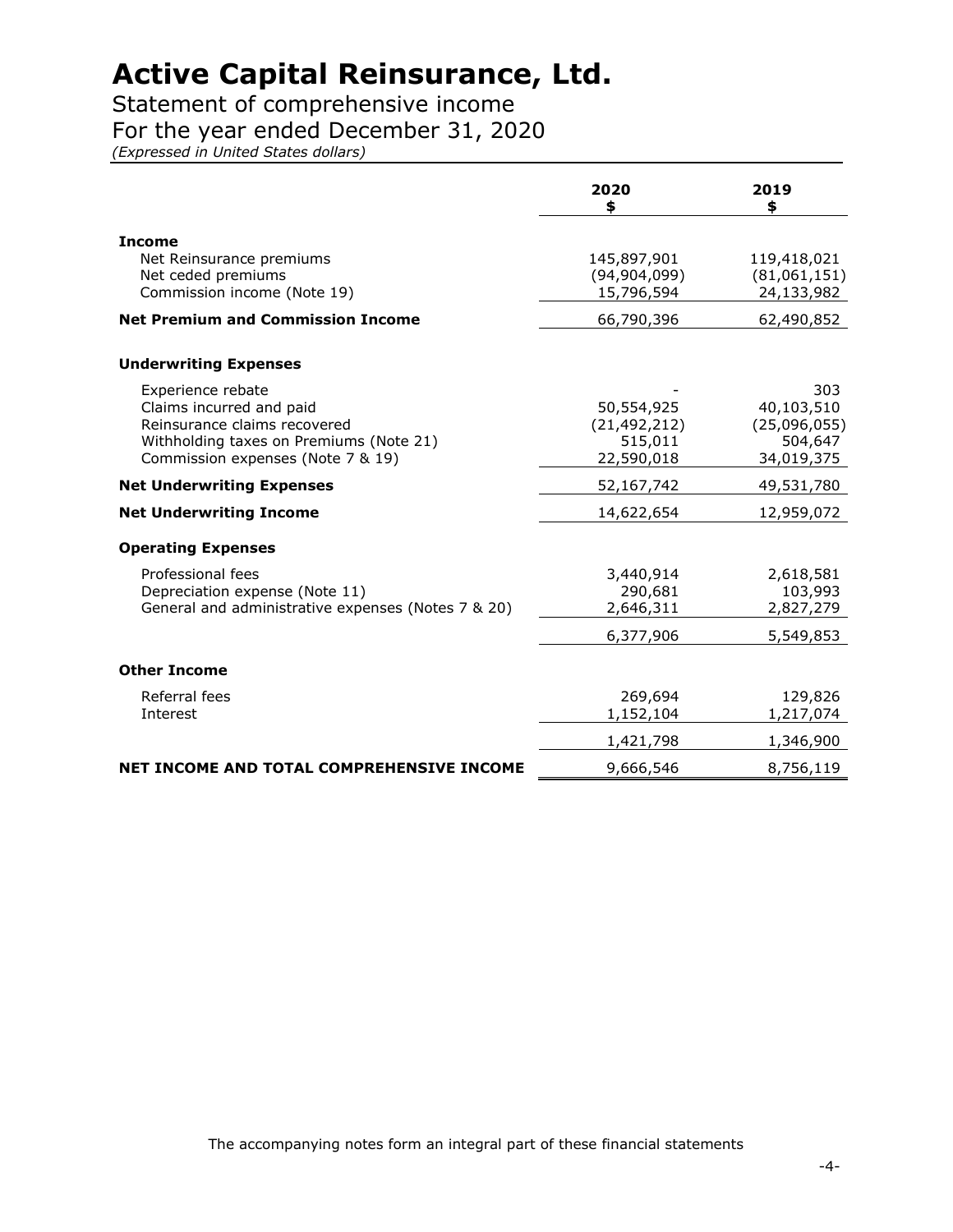# Active Capital Reinsurance, Ltd.

## Statement of comprehensive income

## For the year ended December 31, 2020

*(Expressed in United States dollars)*

| | 2020 $ | 2019 $ |
|---|---|---|
| **Income** | | |
| Net Reinsurance premiums | 145,897,901 | 119,418,021 |
| Net ceded premiums | (94,904,099) | (81,061,151) |
| Commission income (Note 19) | 15,796,594 | 24,133,982 |
| **Net Premium and Commission Income** | 66,790,396 | 62,490,852 |
| **Underwriting Expenses** | | |
| Experience rebate | - | 303 |
| Claims incurred and paid | 50,554,925 | 40,103,510 |
| Reinsurance claims recovered | (21,492,212) | (25,096,055) |
| Withholding taxes on Premiums (Note 21) | 515,011 | 504,647 |
| Commission expenses (Note 7 & 19) | 22,590,018 | 34,019,375 |
| **Net Underwriting Expenses** | 52,167,742 | 49,531,780 |
| **Net Underwriting Income** | 14,622,654 | 12,959,072 |
| **Operating Expenses** | | |
| Professional fees | 3,440,914 | 2,618,581 |
| Depreciation expense (Note 11) | 290,681 | 103,993 |
| General and administrative expenses (Notes 7 & 20) | 2,646,311 | 2,827,279 |
| | 6,377,906 | 5,549,853 |
| **Other Income** | | |
| Referral fees | 269,694 | 129,826 |
| Interest | 1,152,104 | 1,217,074 |
| | 1,421,798 | 1,346,900 |
| **NET INCOME AND TOTAL COMPREHENSIVE INCOME** | 9,666,546 | 8,756,119 |

The accompanying notes form an integral part of these financial statements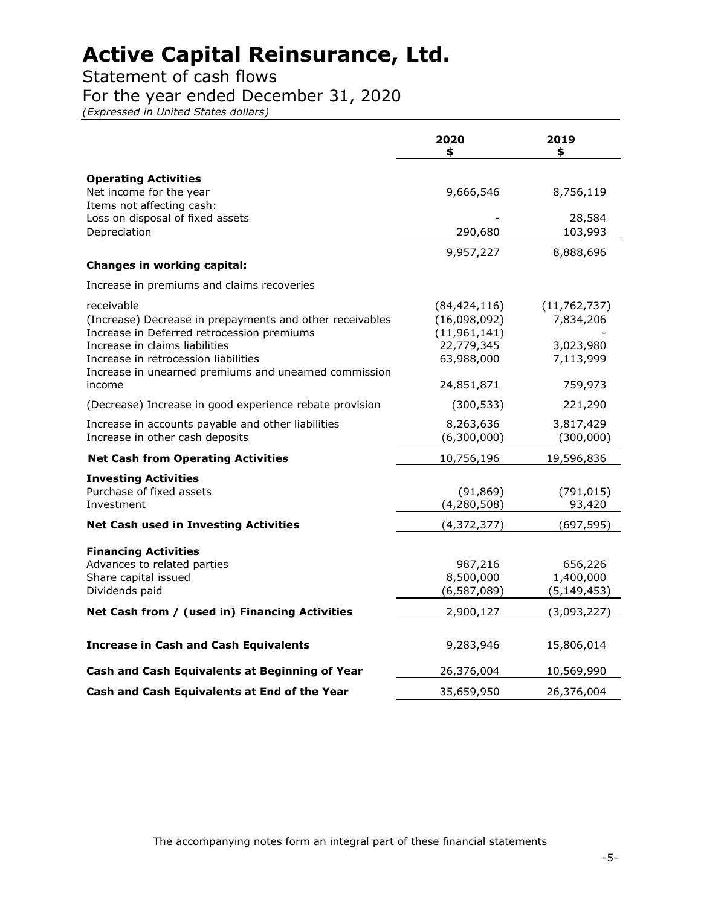# Active Capital Reinsurance, Ltd.

Statement of cash flows

For the year ended December 31, 2020

*(Expressed in United States dollars)*

| | 2020 $ | 2019 $ |
|---|---|---|
| **Operating Activities** | | |
| Net income for the year | 9,666,546 | 8,756,119 |
| Items not affecting cash: | | |
| Loss on disposal of fixed assets | - | 28,584 |
| Depreciation | 290,680 | 103,993 |
| | 9,957,227 | 8,888,696 |
| **Changes in working capital:** | | |
| Increase in premiums and claims recoveries receivable | (84,424,116) | (11,762,737) |
| (Increase) Decrease in prepayments and other receivables | (16,098,092) | 7,834,206 |
| Increase in Deferred retrocession premiums | (11,961,141) | - |
| Increase in claims liabilities | 22,779,345 | 3,023,980 |
| Increase in retrocession liabilities | 63,988,000 | 7,113,999 |
| Increase in unearned premiums and unearned commission income | 24,851,871 | 759,973 |
| (Decrease) Increase in good experience rebate provision | (300,533) | 221,290 |
| Increase in accounts payable and other liabilities | 8,263,636 | 3,817,429 |
| Increase in other cash deposits | (6,300,000) | (300,000) |
| **Net Cash from Operating Activities** | 10,756,196 | 19,596,836 |
| **Investing Activities** | | |
| Purchase of fixed assets | (91,869) | (791,015) |
| Investment | (4,280,508) | 93,420 |
| **Net Cash used in Investing Activities** | (4,372,377) | (697,595) |
| **Financing Activities** | | |
| Advances to related parties | 987,216 | 656,226 |
| Share capital issued | 8,500,000 | 1,400,000 |
| Dividends paid | (6,587,089) | (5,149,453) |
| **Net Cash from / (used in) Financing Activities** | 2,900,127 | (3,093,227) |
| **Increase in Cash and Cash Equivalents** | 9,283,946 | 15,806,014 |
| **Cash and Cash Equivalents at Beginning of Year** | 26,376,004 | 10,569,990 |
| **Cash and Cash Equivalents at End of the Year** | 35,659,950 | 26,376,004 |

The accompanying notes form an integral part of these financial statements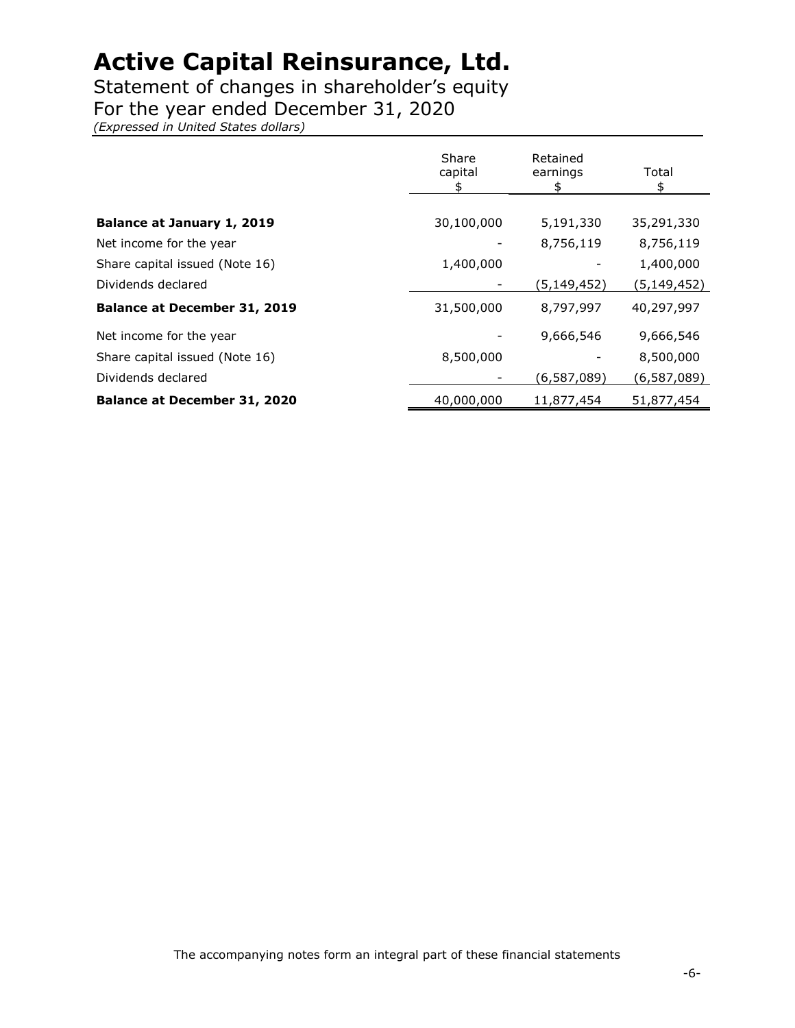# Active Capital Reinsurance, Ltd.

Statement of changes in shareholder's equity
For the year ended December 31, 2020
*(Expressed in United States dollars)*

| | Share capital $ | Retained earnings $ | Total $ |
|---|---|---|---|
| **Balance at January 1, 2019** | 30,100,000 | 5,191,330 | 35,291,330 |
| Net income for the year | - | 8,756,119 | 8,756,119 |
| Share capital issued (Note 16) | 1,400,000 | - | 1,400,000 |
| Dividends declared | - | (5,149,452) | (5,149,452) |
| **Balance at December 31, 2019** | 31,500,000 | 8,797,997 | 40,297,997 |
| Net income for the year | - | 9,666,546 | 9,666,546 |
| Share capital issued (Note 16) | 8,500,000 | - | 8,500,000 |
| Dividends declared | - | (6,587,089) | (6,587,089) |
| **Balance at December 31, 2020** | 40,000,000 | 11,877,454 | 51,877,454 |

The accompanying notes form an integral part of these financial statements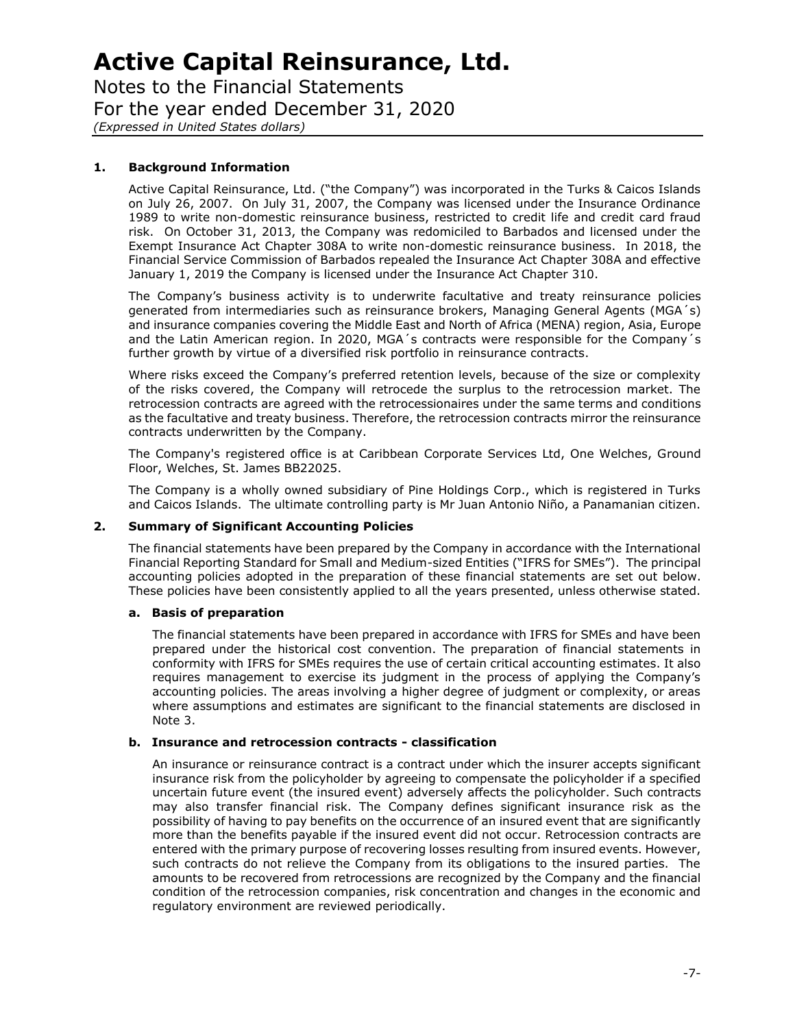# Active Capital Reinsurance, Ltd.

Notes to the Financial Statements
For the year ended December 31, 2020
*(Expressed in United States dollars)*

## 1. Background Information

Active Capital Reinsurance, Ltd. ("the Company") was incorporated in the Turks & Caicos Islands on July 26, 2007. On July 31, 2007, the Company was licensed under the Insurance Ordinance 1989 to write non-domestic reinsurance business, restricted to credit life and credit card fraud risk. On October 31, 2013, the Company was redomiciled to Barbados and licensed under the Exempt Insurance Act Chapter 308A to write non-domestic reinsurance business. In 2018, the Financial Service Commission of Barbados repealed the Insurance Act Chapter 308A and effective January 1, 2019 the Company is licensed under the Insurance Act Chapter 310.

The Company's business activity is to underwrite facultative and treaty reinsurance policies generated from intermediaries such as reinsurance brokers, Managing General Agents (MGA´s) and insurance companies covering the Middle East and North of Africa (MENA) region, Asia, Europe and the Latin American region. In 2020, MGA´s contracts were responsible for the Company´s further growth by virtue of a diversified risk portfolio in reinsurance contracts.

Where risks exceed the Company's preferred retention levels, because of the size or complexity of the risks covered, the Company will retrocede the surplus to the retrocession market. The retrocession contracts are agreed with the retrocessionaires under the same terms and conditions as the facultative and treaty business. Therefore, the retrocession contracts mirror the reinsurance contracts underwritten by the Company.

The Company's registered office is at Caribbean Corporate Services Ltd, One Welches, Ground Floor, Welches, St. James BB22025.

The Company is a wholly owned subsidiary of Pine Holdings Corp., which is registered in Turks and Caicos Islands. The ultimate controlling party is Mr Juan Antonio Niño, a Panamanian citizen.

## 2. Summary of Significant Accounting Policies

The financial statements have been prepared by the Company in accordance with the International Financial Reporting Standard for Small and Medium-sized Entities ("IFRS for SMEs"). The principal accounting policies adopted in the preparation of these financial statements are set out below. These policies have been consistently applied to all the years presented, unless otherwise stated.

### a. Basis of preparation

The financial statements have been prepared in accordance with IFRS for SMEs and have been prepared under the historical cost convention. The preparation of financial statements in conformity with IFRS for SMEs requires the use of certain critical accounting estimates. It also requires management to exercise its judgment in the process of applying the Company's accounting policies. The areas involving a higher degree of judgment or complexity, or areas where assumptions and estimates are significant to the financial statements are disclosed in Note 3.

### b. Insurance and retrocession contracts - classification

An insurance or reinsurance contract is a contract under which the insurer accepts significant insurance risk from the policyholder by agreeing to compensate the policyholder if a specified uncertain future event (the insured event) adversely affects the policyholder. Such contracts may also transfer financial risk. The Company defines significant insurance risk as the possibility of having to pay benefits on the occurrence of an insured event that are significantly more than the benefits payable if the insured event did not occur. Retrocession contracts are entered with the primary purpose of recovering losses resulting from insured events. However, such contracts do not relieve the Company from its obligations to the insured parties. The amounts to be recovered from retrocessions are recognized by the Company and the financial condition of the retrocession companies, risk concentration and changes in the economic and regulatory environment are reviewed periodically.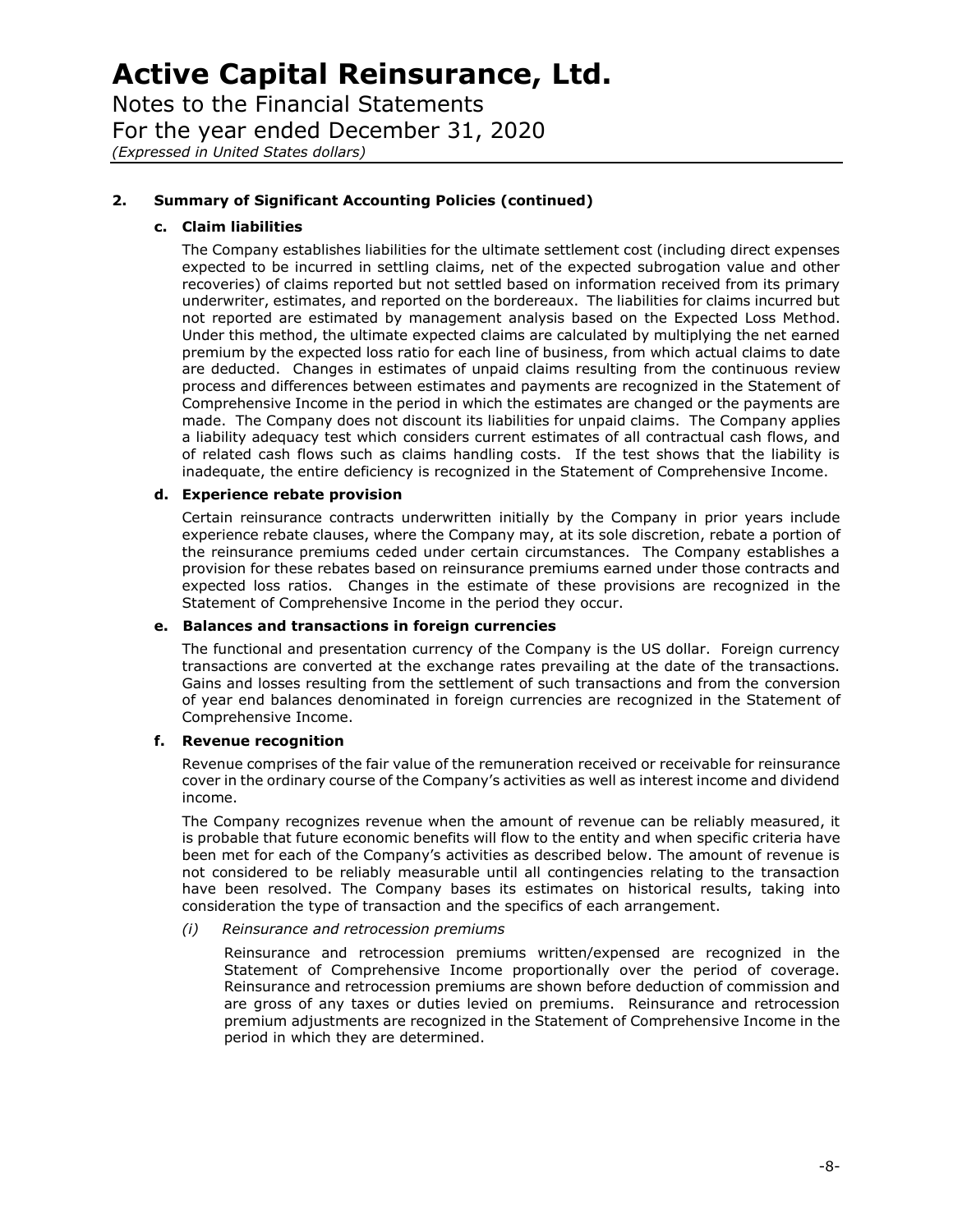## 2. Summary of Significant Accounting Policies (continued)

### c. Claim liabilities

The Company establishes liabilities for the ultimate settlement cost (including direct expenses expected to be incurred in settling claims, net of the expected subrogation value and other recoveries) of claims reported but not settled based on information received from its primary underwriter, estimates, and reported on the bordereaux. The liabilities for claims incurred but not reported are estimated by management analysis based on the Expected Loss Method. Under this method, the ultimate expected claims are calculated by multiplying the net earned premium by the expected loss ratio for each line of business, from which actual claims to date are deducted. Changes in estimates of unpaid claims resulting from the continuous review process and differences between estimates and payments are recognized in the Statement of Comprehensive Income in the period in which the estimates are changed or the payments are made. The Company does not discount its liabilities for unpaid claims. The Company applies a liability adequacy test which considers current estimates of all contractual cash flows, and of related cash flows such as claims handling costs. If the test shows that the liability is inadequate, the entire deficiency is recognized in the Statement of Comprehensive Income.

### d. Experience rebate provision

Certain reinsurance contracts underwritten initially by the Company in prior years include experience rebate clauses, where the Company may, at its sole discretion, rebate a portion of the reinsurance premiums ceded under certain circumstances. The Company establishes a provision for these rebates based on reinsurance premiums earned under those contracts and expected loss ratios. Changes in the estimate of these provisions are recognized in the Statement of Comprehensive Income in the period they occur.

### e. Balances and transactions in foreign currencies

The functional and presentation currency of the Company is the US dollar. Foreign currency transactions are converted at the exchange rates prevailing at the date of the transactions. Gains and losses resulting from the settlement of such transactions and from the conversion of year end balances denominated in foreign currencies are recognized in the Statement of Comprehensive Income.

### f. Revenue recognition

Revenue comprises of the fair value of the remuneration received or receivable for reinsurance cover in the ordinary course of the Company's activities as well as interest income and dividend income.

The Company recognizes revenue when the amount of revenue can be reliably measured, it is probable that future economic benefits will flow to the entity and when specific criteria have been met for each of the Company's activities as described below. The amount of revenue is not considered to be reliably measurable until all contingencies relating to the transaction have been resolved. The Company bases its estimates on historical results, taking into consideration the type of transaction and the specifics of each arrangement.

*(i) Reinsurance and retrocession premiums*

Reinsurance and retrocession premiums written/expensed are recognized in the Statement of Comprehensive Income proportionally over the period of coverage. Reinsurance and retrocession premiums are shown before deduction of commission and are gross of any taxes or duties levied on premiums. Reinsurance and retrocession premium adjustments are recognized in the Statement of Comprehensive Income in the period in which they are determined.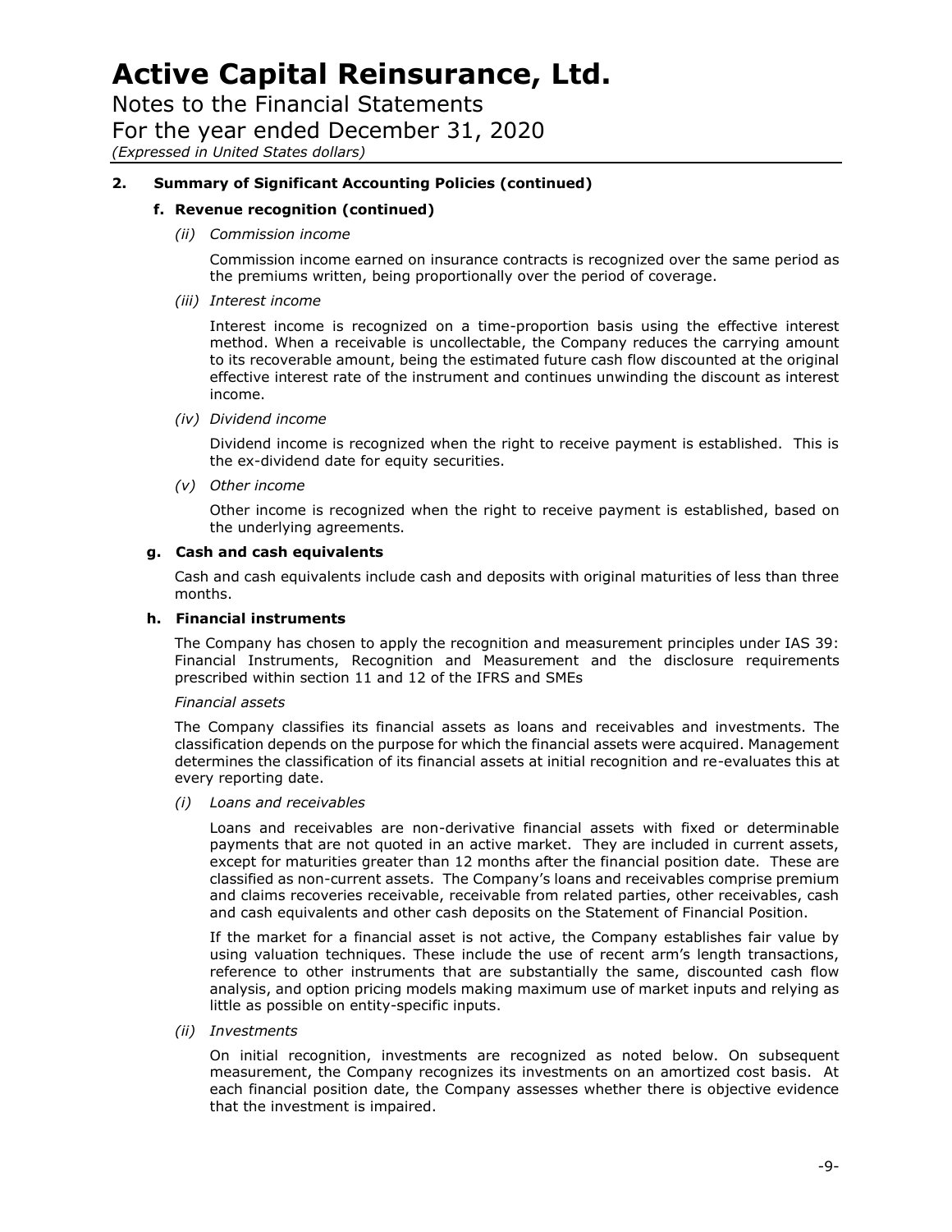## 2. Summary of Significant Accounting Policies (continued)

### f. Revenue recognition (continued)

*(ii) Commission income*

Commission income earned on insurance contracts is recognized over the same period as the premiums written, being proportionally over the period of coverage.

*(iii) Interest income*

Interest income is recognized on a time-proportion basis using the effective interest method. When a receivable is uncollectable, the Company reduces the carrying amount to its recoverable amount, being the estimated future cash flow discounted at the original effective interest rate of the instrument and continues unwinding the discount as interest income.

*(iv) Dividend income*

Dividend income is recognized when the right to receive payment is established. This is the ex-dividend date for equity securities.

*(v) Other income*

Other income is recognized when the right to receive payment is established, based on the underlying agreements.

### g. Cash and cash equivalents

Cash and cash equivalents include cash and deposits with original maturities of less than three months.

### h. Financial instruments

The Company has chosen to apply the recognition and measurement principles under IAS 39: Financial Instruments, Recognition and Measurement and the disclosure requirements prescribed within section 11 and 12 of the IFRS and SMEs

*Financial assets*

The Company classifies its financial assets as loans and receivables and investments. The classification depends on the purpose for which the financial assets were acquired. Management determines the classification of its financial assets at initial recognition and re-evaluates this at every reporting date.

*(i) Loans and receivables*

Loans and receivables are non-derivative financial assets with fixed or determinable payments that are not quoted in an active market. They are included in current assets, except for maturities greater than 12 months after the financial position date. These are classified as non-current assets. The Company's loans and receivables comprise premium and claims recoveries receivable, receivable from related parties, other receivables, cash and cash equivalents and other cash deposits on the Statement of Financial Position.

If the market for a financial asset is not active, the Company establishes fair value by using valuation techniques. These include the use of recent arm's length transactions, reference to other instruments that are substantially the same, discounted cash flow analysis, and option pricing models making maximum use of market inputs and relying as little as possible on entity-specific inputs.

*(ii) Investments*

On initial recognition, investments are recognized as noted below. On subsequent measurement, the Company recognizes its investments on an amortized cost basis. At each financial position date, the Company assesses whether there is objective evidence that the investment is impaired.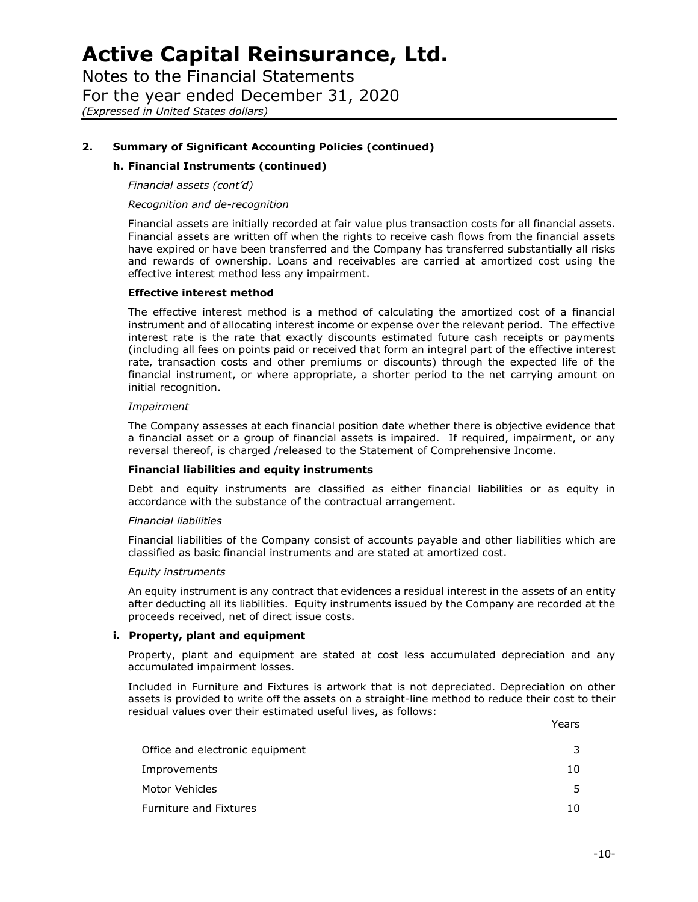# Active Capital Reinsurance, Ltd.

Notes to the Financial Statements
For the year ended December 31, 2020
*(Expressed in United States dollars)*

## 2. Summary of Significant Accounting Policies (continued)

### h. Financial Instruments (continued)

*Financial assets (cont'd)*

*Recognition and de-recognition*

Financial assets are initially recorded at fair value plus transaction costs for all financial assets. Financial assets are written off when the rights to receive cash flows from the financial assets have expired or have been transferred and the Company has transferred substantially all risks and rewards of ownership. Loans and receivables are carried at amortized cost using the effective interest method less any impairment.

**Effective interest method**

The effective interest method is a method of calculating the amortized cost of a financial instrument and of allocating interest income or expense over the relevant period. The effective interest rate is the rate that exactly discounts estimated future cash receipts or payments (including all fees on points paid or received that form an integral part of the effective interest rate, transaction costs and other premiums or discounts) through the expected life of the financial instrument, or where appropriate, a shorter period to the net carrying amount on initial recognition.

*Impairment*

The Company assesses at each financial position date whether there is objective evidence that a financial asset or a group of financial assets is impaired. If required, impairment, or any reversal thereof, is charged /released to the Statement of Comprehensive Income.

**Financial liabilities and equity instruments**

Debt and equity instruments are classified as either financial liabilities or as equity in accordance with the substance of the contractual arrangement.

*Financial liabilities*

Financial liabilities of the Company consist of accounts payable and other liabilities which are classified as basic financial instruments and are stated at amortized cost.

*Equity instruments*

An equity instrument is any contract that evidences a residual interest in the assets of an entity after deducting all its liabilities. Equity instruments issued by the Company are recorded at the proceeds received, net of direct issue costs.

### i. Property, plant and equipment

Property, plant and equipment are stated at cost less accumulated depreciation and any accumulated impairment losses.

Included in Furniture and Fixtures is artwork that is not depreciated. Depreciation on other assets is provided to write off the assets on a straight-line method to reduce their cost to their residual values over their estimated useful lives, as follows:

| | Years |
|---|---|
| Office and electronic equipment | 3 |
| Improvements | 10 |
| Motor Vehicles | 5 |
| Furniture and Fixtures | 10 |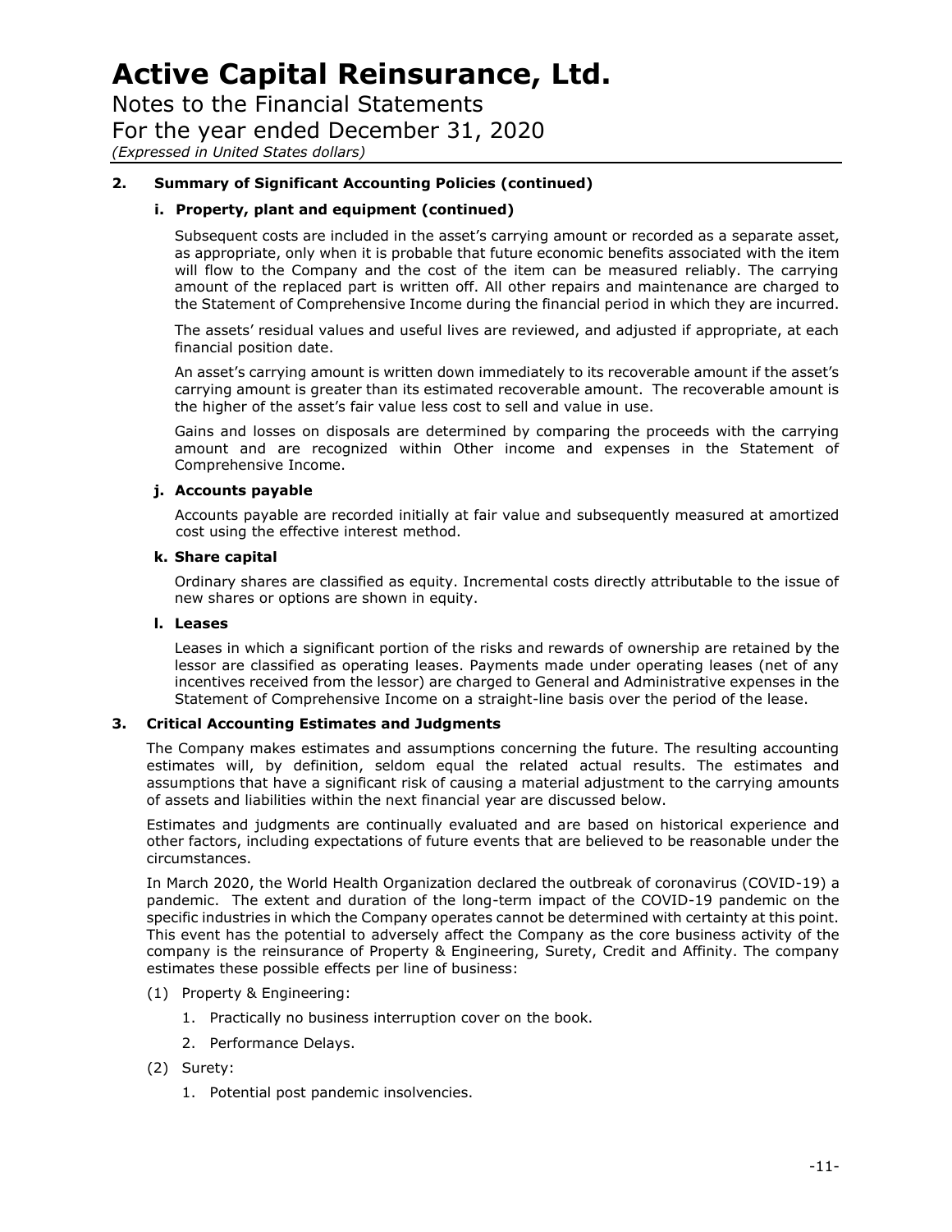## 2. Summary of Significant Accounting Policies (continued)

### i. Property, plant and equipment (continued)

Subsequent costs are included in the asset's carrying amount or recorded as a separate asset, as appropriate, only when it is probable that future economic benefits associated with the item will flow to the Company and the cost of the item can be measured reliably. The carrying amount of the replaced part is written off. All other repairs and maintenance are charged to the Statement of Comprehensive Income during the financial period in which they are incurred.

The assets' residual values and useful lives are reviewed, and adjusted if appropriate, at each financial position date.

An asset's carrying amount is written down immediately to its recoverable amount if the asset's carrying amount is greater than its estimated recoverable amount. The recoverable amount is the higher of the asset's fair value less cost to sell and value in use.

Gains and losses on disposals are determined by comparing the proceeds with the carrying amount and are recognized within Other income and expenses in the Statement of Comprehensive Income.

### j. Accounts payable

Accounts payable are recorded initially at fair value and subsequently measured at amortized cost using the effective interest method.

### k. Share capital

Ordinary shares are classified as equity. Incremental costs directly attributable to the issue of new shares or options are shown in equity.

### l. Leases

Leases in which a significant portion of the risks and rewards of ownership are retained by the lessor are classified as operating leases. Payments made under operating leases (net of any incentives received from the lessor) are charged to General and Administrative expenses in the Statement of Comprehensive Income on a straight-line basis over the period of the lease.

## 3. Critical Accounting Estimates and Judgments

The Company makes estimates and assumptions concerning the future. The resulting accounting estimates will, by definition, seldom equal the related actual results. The estimates and assumptions that have a significant risk of causing a material adjustment to the carrying amounts of assets and liabilities within the next financial year are discussed below.

Estimates and judgments are continually evaluated and are based on historical experience and other factors, including expectations of future events that are believed to be reasonable under the circumstances.

In March 2020, the World Health Organization declared the outbreak of coronavirus (COVID-19) a pandemic. The extent and duration of the long-term impact of the COVID-19 pandemic on the specific industries in which the Company operates cannot be determined with certainty at this point. This event has the potential to adversely affect the Company as the core business activity of the company is the reinsurance of Property & Engineering, Surety, Credit and Affinity. The company estimates these possible effects per line of business:

(1) Property & Engineering:

1. Practically no business interruption cover on the book.
2. Performance Delays.

(2) Surety:

1. Potential post pandemic insolvencies.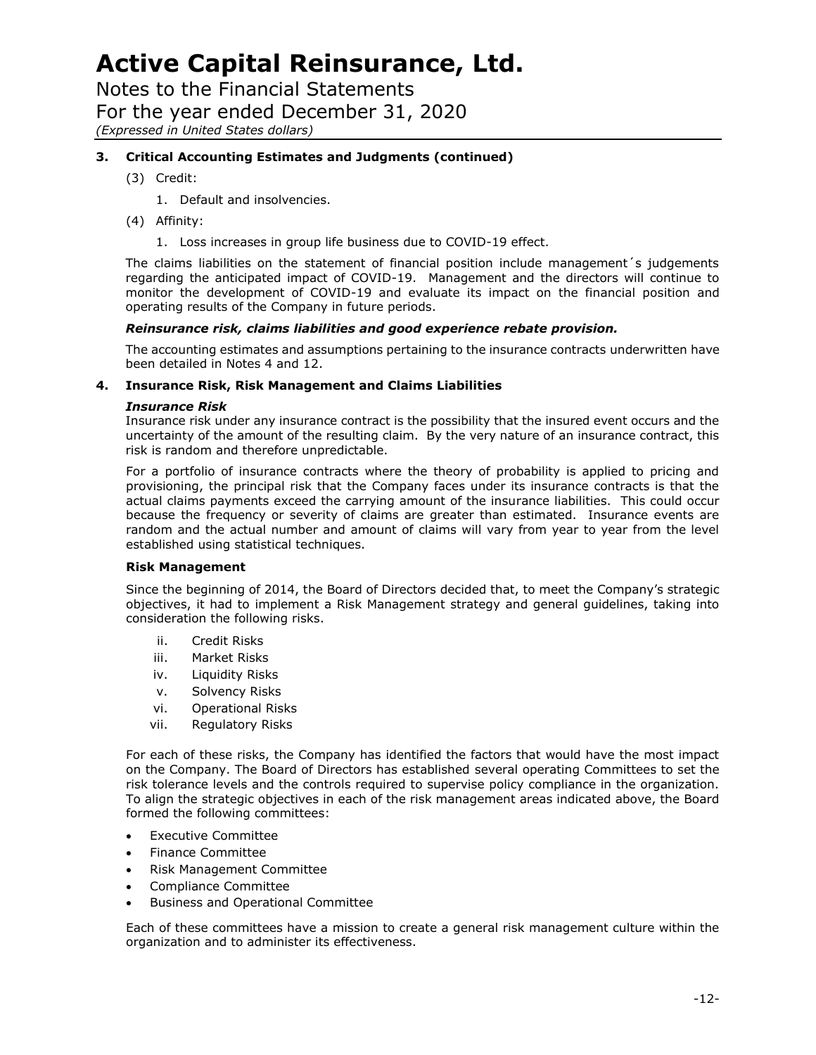### 3. Critical Accounting Estimates and Judgments (continued)

(3) Credit:

1. Default and insolvencies.

(4) Affinity:

1. Loss increases in group life business due to COVID-19 effect.

The claims liabilities on the statement of financial position include management´s judgements regarding the anticipated impact of COVID-19. Management and the directors will continue to monitor the development of COVID-19 and evaluate its impact on the financial position and operating results of the Company in future periods.

***Reinsurance risk, claims liabilities and good experience rebate provision.***

The accounting estimates and assumptions pertaining to the insurance contracts underwritten have been detailed in Notes 4 and 12.

### 4. Insurance Risk, Risk Management and Claims Liabilities

***Insurance Risk***

Insurance risk under any insurance contract is the possibility that the insured event occurs and the uncertainty of the amount of the resulting claim. By the very nature of an insurance contract, this risk is random and therefore unpredictable.

For a portfolio of insurance contracts where the theory of probability is applied to pricing and provisioning, the principal risk that the Company faces under its insurance contracts is that the actual claims payments exceed the carrying amount of the insurance liabilities. This could occur because the frequency or severity of claims are greater than estimated. Insurance events are random and the actual number and amount of claims will vary from year to year from the level established using statistical techniques.

**Risk Management**

Since the beginning of 2014, the Board of Directors decided that, to meet the Company's strategic objectives, it had to implement a Risk Management strategy and general guidelines, taking into consideration the following risks.

- ii. Credit Risks
- iii. Market Risks
- iv. Liquidity Risks
- v. Solvency Risks
- vi. Operational Risks
- vii. Regulatory Risks

For each of these risks, the Company has identified the factors that would have the most impact on the Company. The Board of Directors has established several operating Committees to set the risk tolerance levels and the controls required to supervise policy compliance in the organization. To align the strategic objectives in each of the risk management areas indicated above, the Board formed the following committees:

- Executive Committee
- Finance Committee
- Risk Management Committee
- Compliance Committee
- Business and Operational Committee

Each of these committees have a mission to create a general risk management culture within the organization and to administer its effectiveness.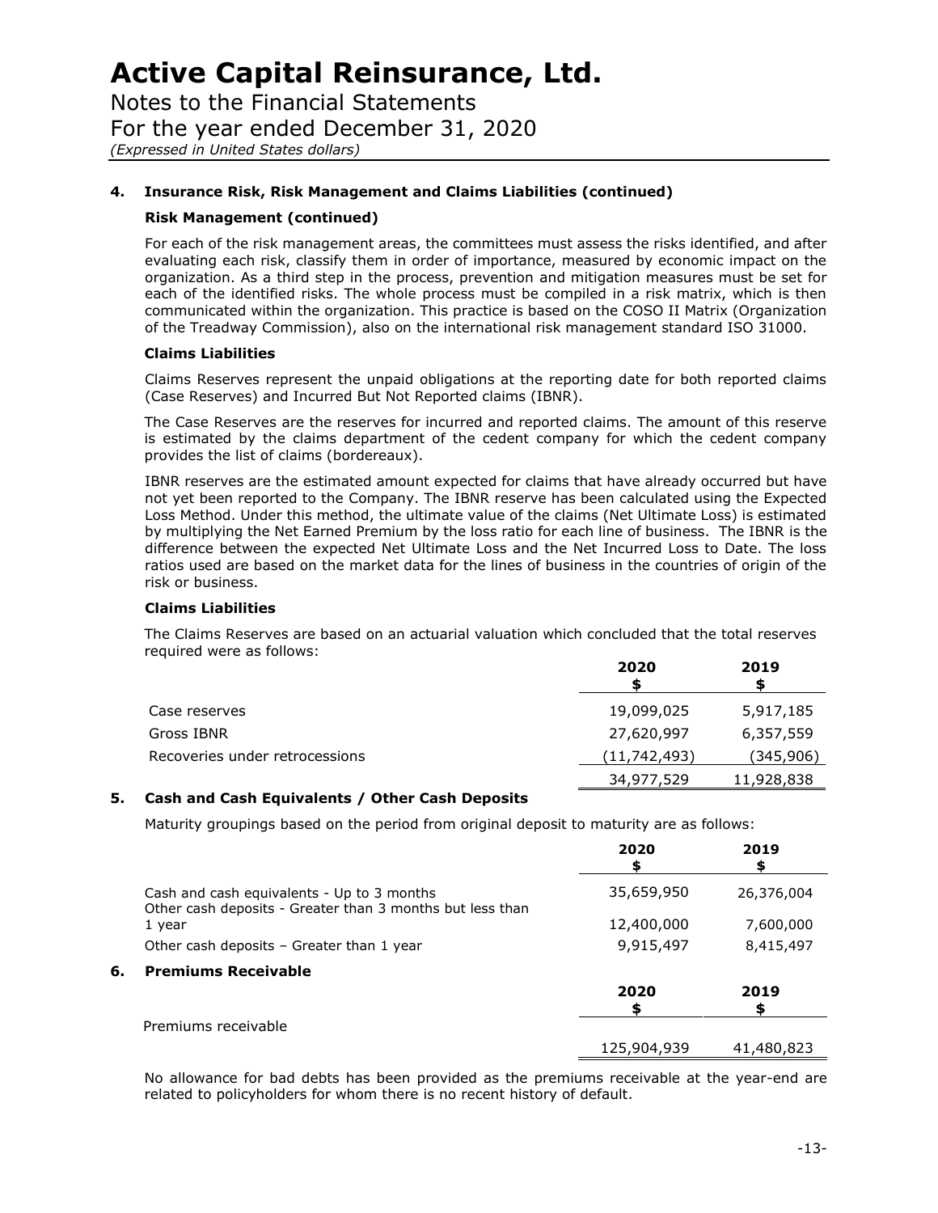## 4. Insurance Risk, Risk Management and Claims Liabilities (continued)

### Risk Management (continued)

For each of the risk management areas, the committees must assess the risks identified, and after evaluating each risk, classify them in order of importance, measured by economic impact on the organization. As a third step in the process, prevention and mitigation measures must be set for each of the identified risks. The whole process must be compiled in a risk matrix, which is then communicated within the organization. This practice is based on the COSO II Matrix (Organization of the Treadway Commission), also on the international risk management standard ISO 31000.

### Claims Liabilities

Claims Reserves represent the unpaid obligations at the reporting date for both reported claims (Case Reserves) and Incurred But Not Reported claims (IBNR).

The Case Reserves are the reserves for incurred and reported claims. The amount of this reserve is estimated by the claims department of the cedent company for which the cedent company provides the list of claims (bordereaux).

IBNR reserves are the estimated amount expected for claims that have already occurred but have not yet been reported to the Company. The IBNR reserve has been calculated using the Expected Loss Method. Under this method, the ultimate value of the claims (Net Ultimate Loss) is estimated by multiplying the Net Earned Premium by the loss ratio for each line of business. The IBNR is the difference between the expected Net Ultimate Loss and the Net Incurred Loss to Date. The loss ratios used are based on the market data for the lines of business in the countries of origin of the risk or business.

### Claims Liabilities

The Claims Reserves are based on an actuarial valuation which concluded that the total reserves required were as follows:

| | 2020<br>$ | 2019<br>$ |
|---|---|---|
| Case reserves | 19,099,025 | 5,917,185 |
| Gross IBNR | 27,620,997 | 6,357,559 |
| Recoveries under retrocessions | (11,742,493) | (345,906) |
| | 34,977,529 | 11,928,838 |

## 5. Cash and Cash Equivalents / Other Cash Deposits

Maturity groupings based on the period from original deposit to maturity are as follows:

| | 2020<br>$ | 2019<br>$ |
|---|---|---|
| Cash and cash equivalents - Up to 3 months | 35,659,950 | 26,376,004 |
| Other cash deposits - Greater than 3 months but less than 1 year | 12,400,000 | 7,600,000 |
| Other cash deposits – Greater than 1 year | 9,915,497 | 8,415,497 |

## 6. Premiums Receivable

| | 2020<br>$ | 2019<br>$ |
|---|---|---|
| Premiums receivable | 125,904,939 | 41,480,823 |

No allowance for bad debts has been provided as the premiums receivable at the year-end are related to policyholders for whom there is no recent history of default.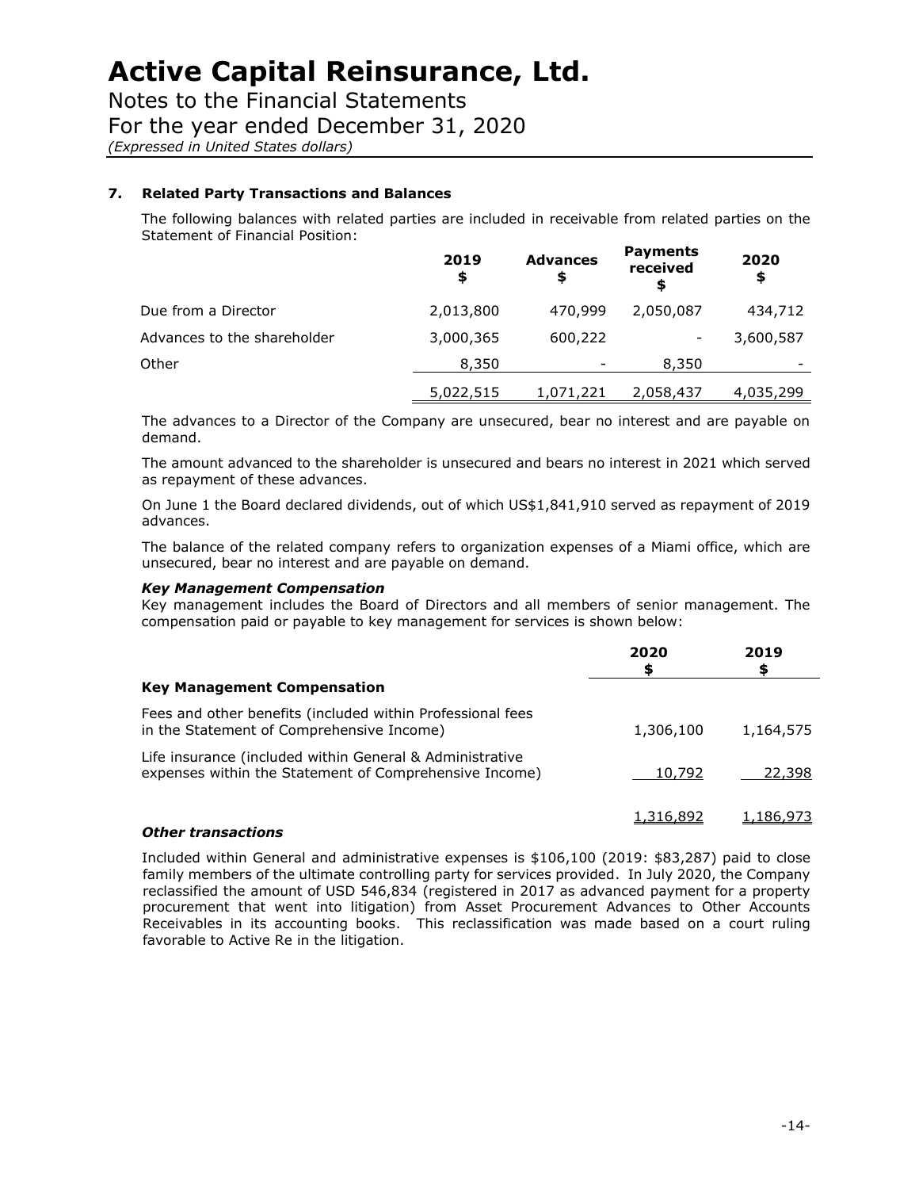## 7. Related Party Transactions and Balances

The following balances with related parties are included in receivable from related parties on the Statement of Financial Position:

| | 2019 $ | Advances $ | Payments received $ | 2020 $ |
|---|---|---|---|---|
| Due from a Director | 2,013,800 | 470,999 | 2,050,087 | 434,712 |
| Advances to the shareholder | 3,000,365 | 600,222 | - | 3,600,587 |
| Other | 8,350 | - | 8,350 | - |
| | 5,022,515 | 1,071,221 | 2,058,437 | 4,035,299 |

The advances to a Director of the Company are unsecured, bear no interest and are payable on demand.

The amount advanced to the shareholder is unsecured and bears no interest in 2021 which served as repayment of these advances.

On June 1 the Board declared dividends, out of which US$1,841,910 served as repayment of 2019 advances.

The balance of the related company refers to organization expenses of a Miami office, which are unsecured, bear no interest and are payable on demand.

### *Key Management Compensation*

Key management includes the Board of Directors and all members of senior management. The compensation paid or payable to key management for services is shown below:

| | 2020 $ | 2019 $ |
|---|---|---|
| **Key Management Compensation** | | |
| Fees and other benefits (included within Professional fees in the Statement of Comprehensive Income) | 1,306,100 | 1,164,575 |
| Life insurance (included within General & Administrative expenses within the Statement of Comprehensive Income) | 10,792 | 22,398 |
| | 1,316,892 | 1,186,973 |

### *Other transactions*

Included within General and administrative expenses is $106,100 (2019: $83,287) paid to close family members of the ultimate controlling party for services provided. In July 2020, the Company reclassified the amount of USD 546,834 (registered in 2017 as advanced payment for a property procurement that went into litigation) from Asset Procurement Advances to Other Accounts Receivables in its accounting books. This reclassification was made based on a court ruling favorable to Active Re in the litigation.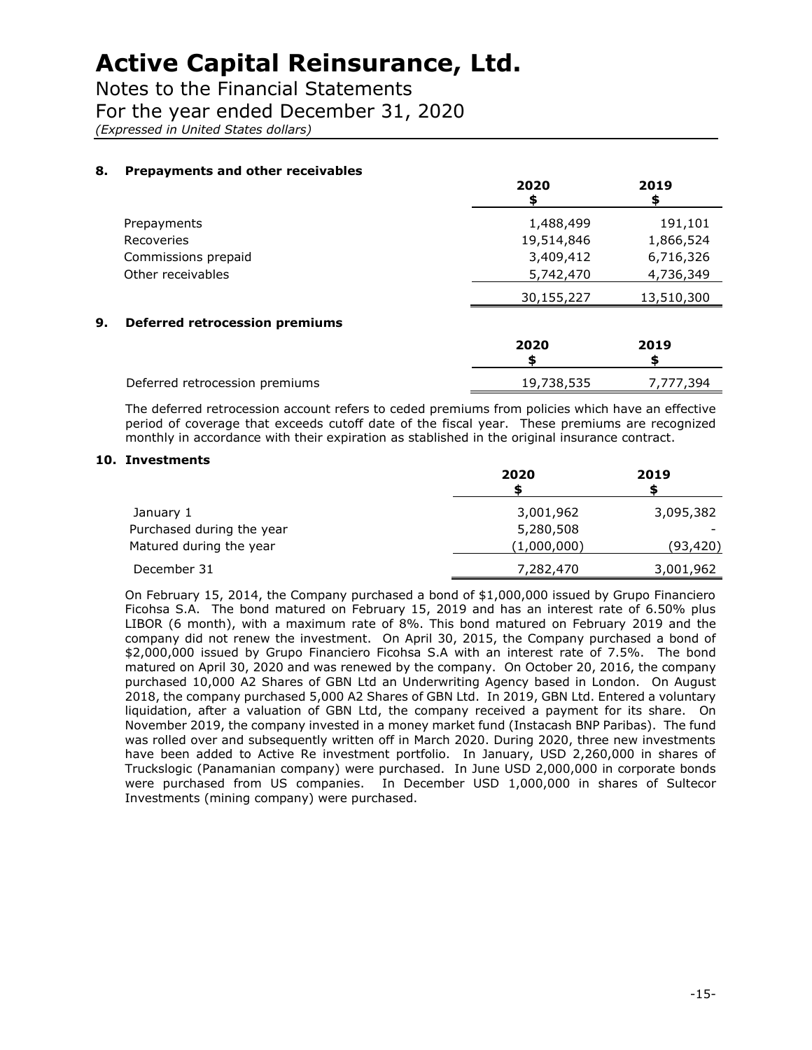# Active Capital Reinsurance, Ltd.

Notes to the Financial Statements
For the year ended December 31, 2020
*(Expressed in United States dollars)*

## 8. Prepayments and other receivables

| | 2020<br>$ | 2019<br>$ |
|---|---|---|
| Prepayments | 1,488,499 | 191,101 |
| Recoveries | 19,514,846 | 1,866,524 |
| Commissions prepaid | 3,409,412 | 6,716,326 |
| Other receivables | 5,742,470 | 4,736,349 |
| | 30,155,227 | 13,510,300 |

## 9. Deferred retrocession premiums

| | 2020<br>$ | 2019<br>$ |
|---|---|---|
| Deferred retrocession premiums | 19,738,535 | 7,777,394 |

The deferred retrocession account refers to ceded premiums from policies which have an effective period of coverage that exceeds cutoff date of the fiscal year. These premiums are recognized monthly in accordance with their expiration as stablished in the original insurance contract.

## 10. Investments

| | 2020<br>$ | 2019<br>$ |
|---|---|---|
| January 1 | 3,001,962 | 3,095,382 |
| Purchased during the year | 5,280,508 | - |
| Matured during the year | (1,000,000) | (93,420) |
| December 31 | 7,282,470 | 3,001,962 |

On February 15, 2014, the Company purchased a bond of $1,000,000 issued by Grupo Financiero Ficohsa S.A. The bond matured on February 15, 2019 and has an interest rate of 6.50% plus LIBOR (6 month), with a maximum rate of 8%. This bond matured on February 2019 and the company did not renew the investment. On April 30, 2015, the Company purchased a bond of $2,000,000 issued by Grupo Financiero Ficohsa S.A with an interest rate of 7.5%. The bond matured on April 30, 2020 and was renewed by the company. On October 20, 2016, the company purchased 10,000 A2 Shares of GBN Ltd an Underwriting Agency based in London. On August 2018, the company purchased 5,000 A2 Shares of GBN Ltd. In 2019, GBN Ltd. Entered a voluntary liquidation, after a valuation of GBN Ltd, the company received a payment for its share. On November 2019, the company invested in a money market fund (Instacash BNP Paribas). The fund was rolled over and subsequently written off in March 2020. During 2020, three new investments have been added to Active Re investment portfolio. In January, USD 2,260,000 in shares of Truckslogic (Panamanian company) were purchased. In June USD 2,000,000 in corporate bonds were purchased from US companies. In December USD 1,000,000 in shares of Sultecor Investments (mining company) were purchased.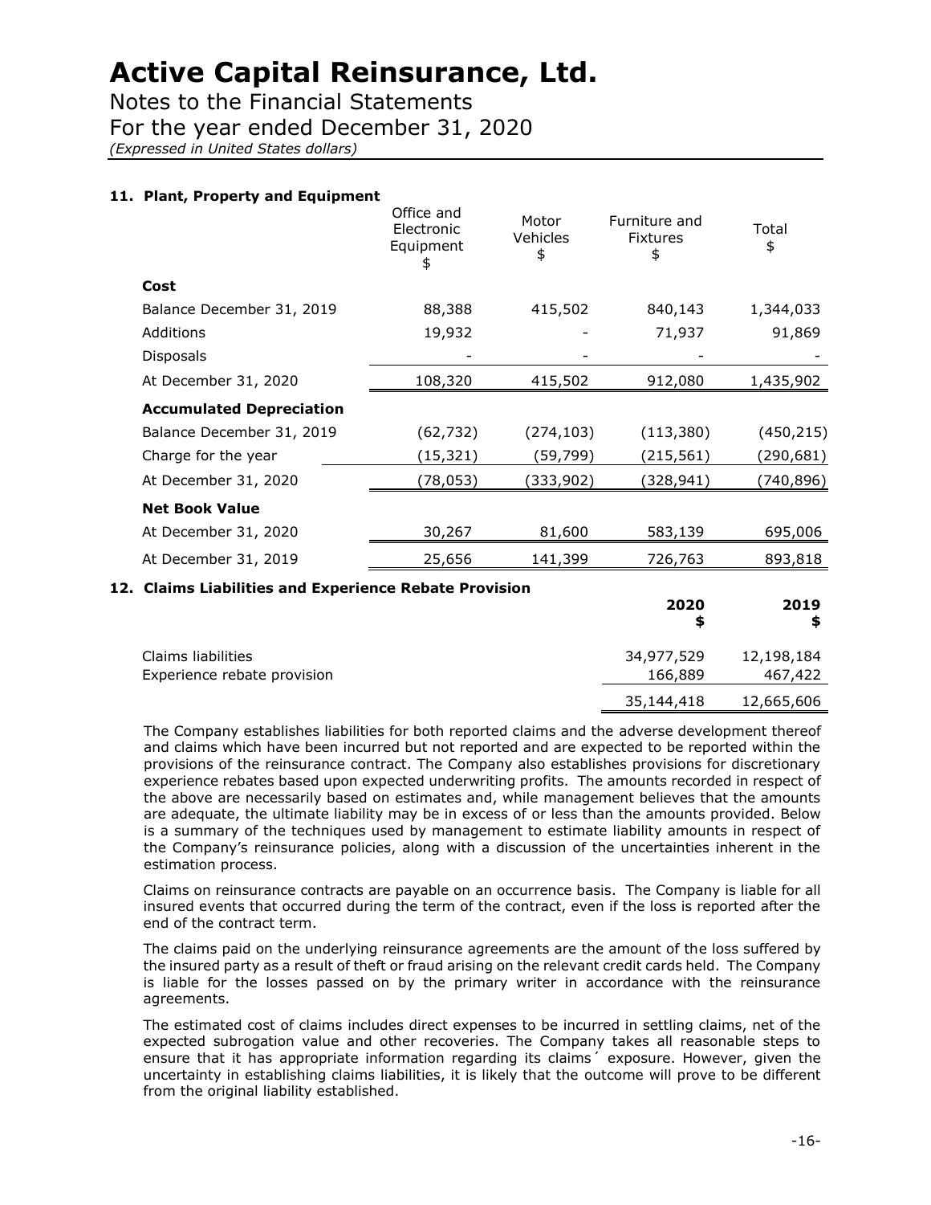# Active Capital Reinsurance, Ltd.

Notes to the Financial Statements
For the year ended December 31, 2020
*(Expressed in United States dollars)*

### 11. Plant, Property and Equipment

| | Office and Electronic Equipment $ | Motor Vehicles $ | Furniture and Fixtures $ | Total $ |
|---|---|---|---|---|
| **Cost** | | | | |
| Balance December 31, 2019 | 88,388 | 415,502 | 840,143 | 1,344,033 |
| Additions | 19,932 | - | 71,937 | 91,869 |
| Disposals | - | - | - | - |
| At December 31, 2020 | 108,320 | 415,502 | 912,080 | 1,435,902 |
| **Accumulated Depreciation** | | | | |
| Balance December 31, 2019 | (62,732) | (274,103) | (113,380) | (450,215) |
| Charge for the year | (15,321) | (59,799) | (215,561) | (290,681) |
| At December 31, 2020 | (78,053) | (333,902) | (328,941) | (740,896) |
| **Net Book Value** | | | | |
| At December 31, 2020 | 30,267 | 81,600 | 583,139 | 695,006 |
| At December 31, 2019 | 25,656 | 141,399 | 726,763 | 893,818 |

### 12. Claims Liabilities and Experience Rebate Provision

| | **2020 $** | **2019 $** |
|---|---|---|
| Claims liabilities | 34,977,529 | 12,198,184 |
| Experience rebate provision | 166,889 | 467,422 |
| | 35,144,418 | 12,665,606 |

The Company establishes liabilities for both reported claims and the adverse development thereof and claims which have been incurred but not reported and are expected to be reported within the provisions of the reinsurance contract. The Company also establishes provisions for discretionary experience rebates based upon expected underwriting profits. The amounts recorded in respect of the above are necessarily based on estimates and, while management believes that the amounts are adequate, the ultimate liability may be in excess of or less than the amounts provided. Below is a summary of the techniques used by management to estimate liability amounts in respect of the Company's reinsurance policies, along with a discussion of the uncertainties inherent in the estimation process.

Claims on reinsurance contracts are payable on an occurrence basis. The Company is liable for all insured events that occurred during the term of the contract, even if the loss is reported after the end of the contract term.

The claims paid on the underlying reinsurance agreements are the amount of the loss suffered by the insured party as a result of theft or fraud arising on the relevant credit cards held. The Company is liable for the losses passed on by the primary writer in accordance with the reinsurance agreements.

The estimated cost of claims includes direct expenses to be incurred in settling claims, net of the expected subrogation value and other recoveries. The Company takes all reasonable steps to ensure that it has appropriate information regarding its claims´ exposure. However, given the uncertainty in establishing claims liabilities, it is likely that the outcome will prove to be different from the original liability established.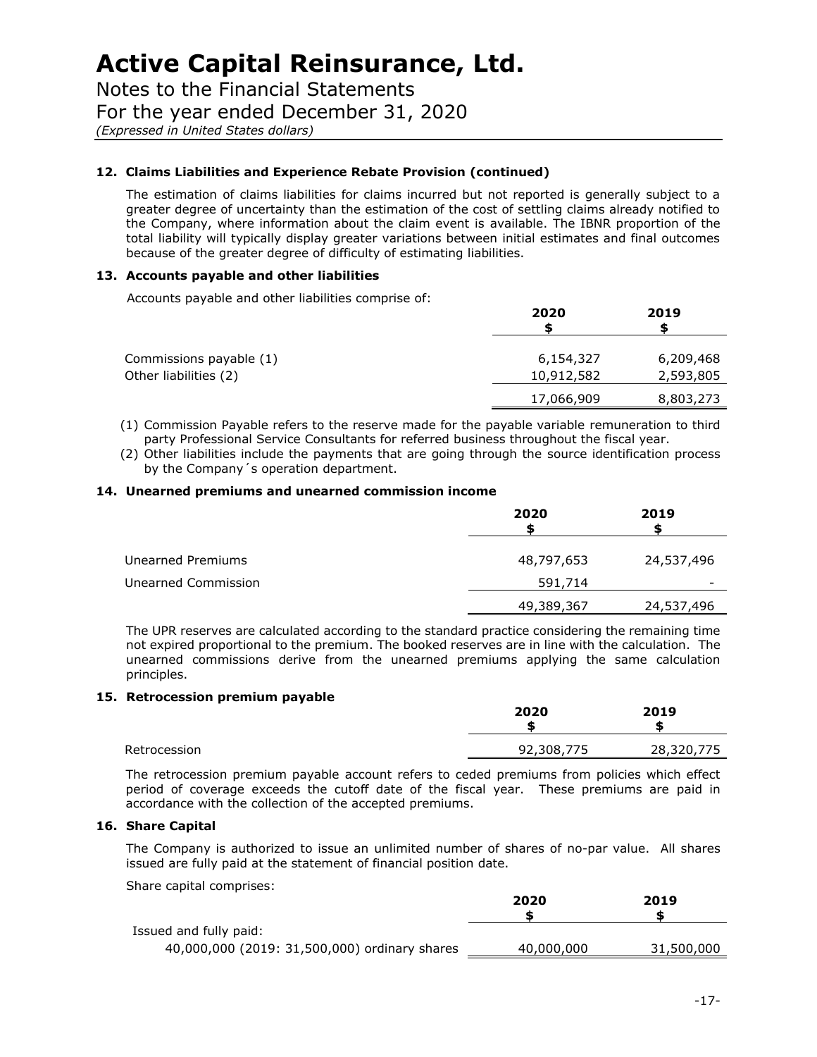# Active Capital Reinsurance, Ltd.

Notes to the Financial Statements
For the year ended December 31, 2020
*(Expressed in United States dollars)*

### 12. Claims Liabilities and Experience Rebate Provision (continued)

The estimation of claims liabilities for claims incurred but not reported is generally subject to a greater degree of uncertainty than the estimation of the cost of settling claims already notified to the Company, where information about the claim event is available. The IBNR proportion of the total liability will typically display greater variations between initial estimates and final outcomes because of the greater degree of difficulty of estimating liabilities.

### 13. Accounts payable and other liabilities

Accounts payable and other liabilities comprise of:

| | 2020<br>$ | 2019<br>$ |
|---|---|---|
| Commissions payable (1) | 6,154,327 | 6,209,468 |
| Other liabilities (2) | 10,912,582 | 2,593,805 |
| | 17,066,909 | 8,803,273 |

(1) Commission Payable refers to the reserve made for the payable variable remuneration to third party Professional Service Consultants for referred business throughout the fiscal year.
(2) Other liabilities include the payments that are going through the source identification process by the Company´s operation department.

### 14. Unearned premiums and unearned commission income

| | 2020<br>$ | 2019<br>$ |
|---|---|---|
| Unearned Premiums | 48,797,653 | 24,537,496 |
| Unearned Commission | 591,714 | - |
| | 49,389,367 | 24,537,496 |

The UPR reserves are calculated according to the standard practice considering the remaining time not expired proportional to the premium. The booked reserves are in line with the calculation. The unearned commissions derive from the unearned premiums applying the same calculation principles.

### 15. Retrocession premium payable

| | 2020<br>$ | 2019<br>$ |
|---|---|---|
| Retrocession | 92,308,775 | 28,320,775 |

The retrocession premium payable account refers to ceded premiums from policies which effect period of coverage exceeds the cutoff date of the fiscal year. These premiums are paid in accordance with the collection of the accepted premiums.

### 16. Share Capital

The Company is authorized to issue an unlimited number of shares of no-par value. All shares issued are fully paid at the statement of financial position date.

Share capital comprises:

| | 2020<br>$ | 2019<br>$ |
|---|---|---|
| Issued and fully paid: | | |
| 40,000,000 (2019: 31,500,000) ordinary shares | 40,000,000 | 31,500,000 |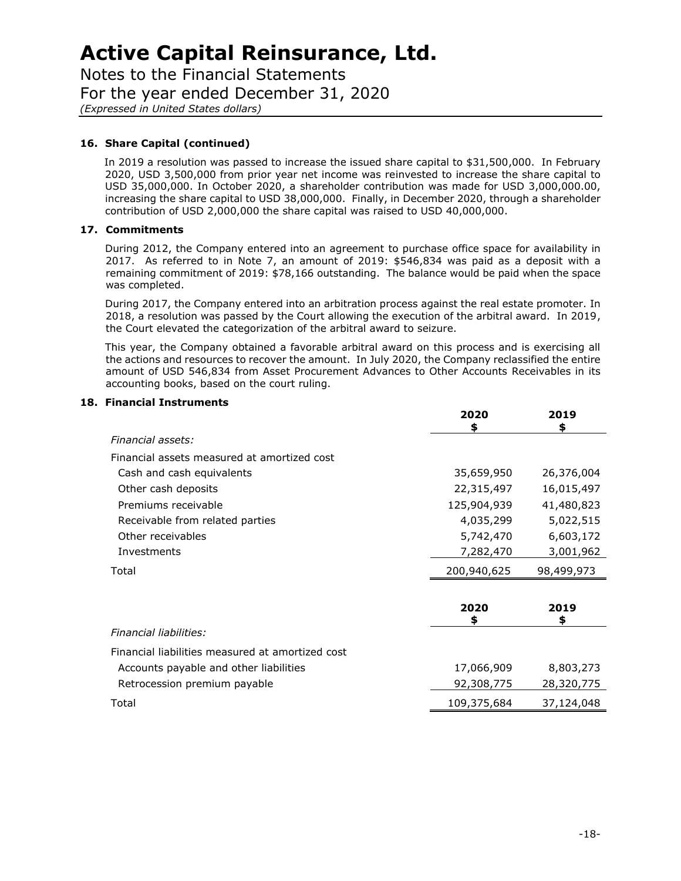## 16. Share Capital (continued)

In 2019 a resolution was passed to increase the issued share capital to $31,500,000. In February 2020, USD 3,500,000 from prior year net income was reinvested to increase the share capital to USD 35,000,000. In October 2020, a shareholder contribution was made for USD 3,000,000.00, increasing the share capital to USD 38,000,000. Finally, in December 2020, through a shareholder contribution of USD 2,000,000 the share capital was raised to USD 40,000,000.

## 17. Commitments

During 2012, the Company entered into an agreement to purchase office space for availability in 2017. As referred to in Note 7, an amount of 2019: $546,834 was paid as a deposit with a remaining commitment of 2019: $78,166 outstanding. The balance would be paid when the space was completed.

During 2017, the Company entered into an arbitration process against the real estate promoter. In 2018, a resolution was passed by the Court allowing the execution of the arbitral award. In 2019, the Court elevated the categorization of the arbitral award to seizure.

This year, the Company obtained a favorable arbitral award on this process and is exercising all the actions and resources to recover the amount. In July 2020, the Company reclassified the entire amount of USD 546,834 from Asset Procurement Advances to Other Accounts Receivables in its accounting books, based on the court ruling.

## 18. Financial Instruments

| | 2020<br>$ | 2019<br>$ |
|---|---|---|
| *Financial assets:* | | |
| Financial assets measured at amortized cost | | |
| Cash and cash equivalents | 35,659,950 | 26,376,004 |
| Other cash deposits | 22,315,497 | 16,015,497 |
| Premiums receivable | 125,904,939 | 41,480,823 |
| Receivable from related parties | 4,035,299 | 5,022,515 |
| Other receivables | 5,742,470 | 6,603,172 |
| Investments | 7,282,470 | 3,001,962 |
| Total | 200,940,625 | 98,499,973 |

| | 2020<br>$ | 2019<br>$ |
|---|---|---|
| *Financial liabilities:* | | |
| Financial liabilities measured at amortized cost | | |
| Accounts payable and other liabilities | 17,066,909 | 8,803,273 |
| Retrocession premium payable | 92,308,775 | 28,320,775 |
| Total | 109,375,684 | 37,124,048 |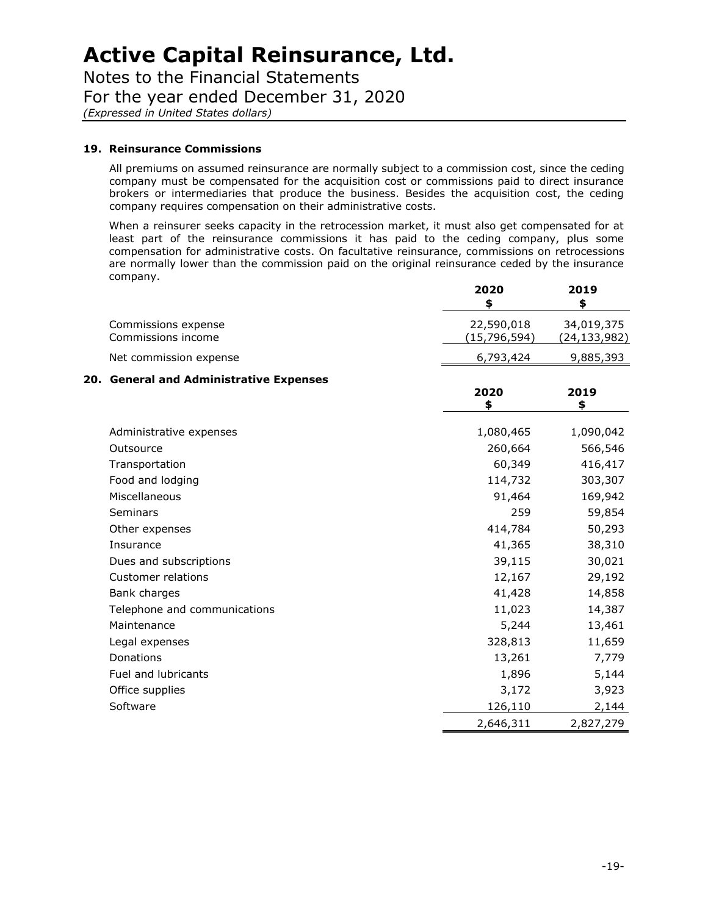# Active Capital Reinsurance, Ltd.

Notes to the Financial Statements

For the year ended December 31, 2020

*(Expressed in United States dollars)*

## 19. Reinsurance Commissions

All premiums on assumed reinsurance are normally subject to a commission cost, since the ceding company must be compensated for the acquisition cost or commissions paid to direct insurance brokers or intermediaries that produce the business. Besides the acquisition cost, the ceding company requires compensation on their administrative costs.

When a reinsurer seeks capacity in the retrocession market, it must also get compensated for at least part of the reinsurance commissions it has paid to the ceding company, plus some compensation for administrative costs. On facultative reinsurance, commissions on retrocessions are normally lower than the commission paid on the original reinsurance ceded by the insurance company.

| | 2020<br>$ | 2019<br>$ |
|---|---|---|
| Commissions expense | 22,590,018 | 34,019,375 |
| Commissions income | (15,796,594) | (24,133,982) |
| Net commission expense | 6,793,424 | 9,885,393 |

## 20. General and Administrative Expenses

| | 2020<br>$ | 2019<br>$ |
|---|---|---|
| Administrative expenses | 1,080,465 | 1,090,042 |
| Outsource | 260,664 | 566,546 |
| Transportation | 60,349 | 416,417 |
| Food and lodging | 114,732 | 303,307 |
| Miscellaneous | 91,464 | 169,942 |
| Seminars | 259 | 59,854 |
| Other expenses | 414,784 | 50,293 |
| Insurance | 41,365 | 38,310 |
| Dues and subscriptions | 39,115 | 30,021 |
| Customer relations | 12,167 | 29,192 |
| Bank charges | 41,428 | 14,858 |
| Telephone and communications | 11,023 | 14,387 |
| Maintenance | 5,244 | 13,461 |
| Legal expenses | 328,813 | 11,659 |
| Donations | 13,261 | 7,779 |
| Fuel and lubricants | 1,896 | 5,144 |
| Office supplies | 3,172 | 3,923 |
| Software | 126,110 | 2,144 |
| | 2,646,311 | 2,827,279 |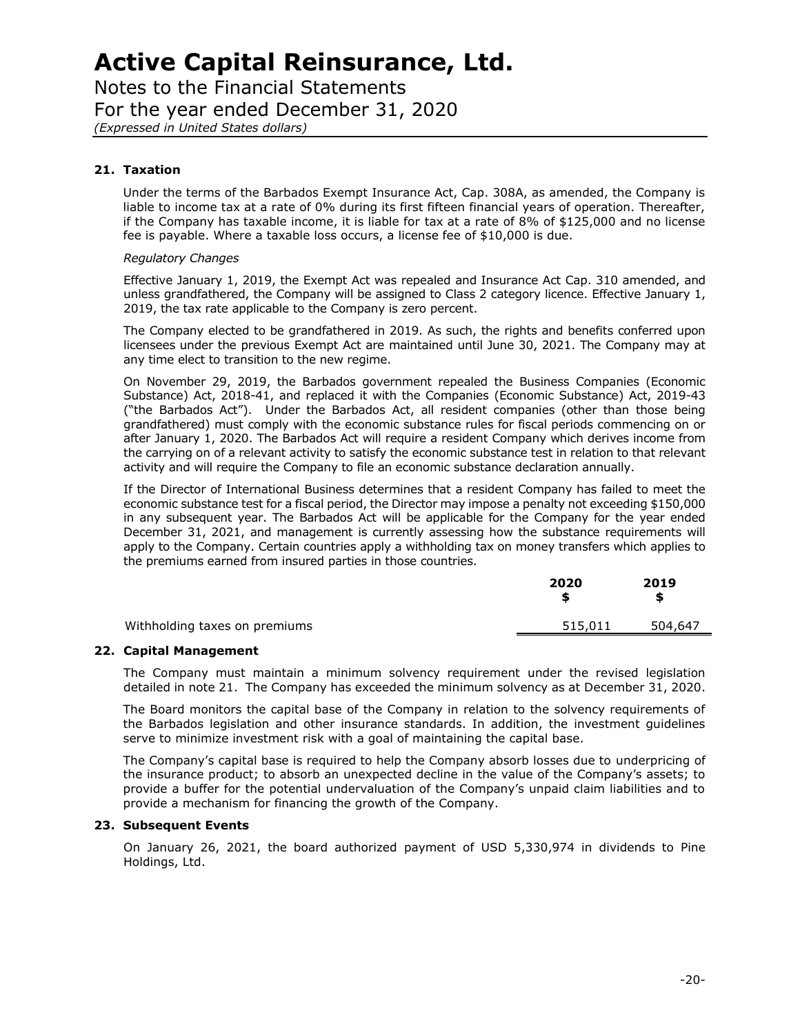# Active Capital Reinsurance, Ltd.

Notes to the Financial Statements
For the year ended December 31, 2020
*(Expressed in United States dollars)*

## 21. Taxation

Under the terms of the Barbados Exempt Insurance Act, Cap. 308A, as amended, the Company is liable to income tax at a rate of 0% during its first fifteen financial years of operation. Thereafter, if the Company has taxable income, it is liable for tax at a rate of 8% of $125,000 and no license fee is payable. Where a taxable loss occurs, a license fee of $10,000 is due.

*Regulatory Changes*

Effective January 1, 2019, the Exempt Act was repealed and Insurance Act Cap. 310 amended, and unless grandfathered, the Company will be assigned to Class 2 category licence. Effective January 1, 2019, the tax rate applicable to the Company is zero percent.

The Company elected to be grandfathered in 2019. As such, the rights and benefits conferred upon licensees under the previous Exempt Act are maintained until June 30, 2021. The Company may at any time elect to transition to the new regime.

On November 29, 2019, the Barbados government repealed the Business Companies (Economic Substance) Act, 2018-41, and replaced it with the Companies (Economic Substance) Act, 2019-43 ("the Barbados Act"). Under the Barbados Act, all resident companies (other than those being grandfathered) must comply with the economic substance rules for fiscal periods commencing on or after January 1, 2020. The Barbados Act will require a resident Company which derives income from the carrying on of a relevant activity to satisfy the economic substance test in relation to that relevant activity and will require the Company to file an economic substance declaration annually.

If the Director of International Business determines that a resident Company has failed to meet the economic substance test for a fiscal period, the Director may impose a penalty not exceeding $150,000 in any subsequent year. The Barbados Act will be applicable for the Company for the year ended December 31, 2021, and management is currently assessing how the substance requirements will apply to the Company. Certain countries apply a withholding tax on money transfers which applies to the premiums earned from insured parties in those countries.

| | 2020<br>$ | 2019<br>$ |
|---|---|---|
| Withholding taxes on premiums | 515,011 | 504,647 |

## 22. Capital Management

The Company must maintain a minimum solvency requirement under the revised legislation detailed in note 21. The Company has exceeded the minimum solvency as at December 31, 2020.

The Board monitors the capital base of the Company in relation to the solvency requirements of the Barbados legislation and other insurance standards. In addition, the investment guidelines serve to minimize investment risk with a goal of maintaining the capital base.

The Company's capital base is required to help the Company absorb losses due to underpricing of the insurance product; to absorb an unexpected decline in the value of the Company's assets; to provide a buffer for the potential undervaluation of the Company's unpaid claim liabilities and to provide a mechanism for financing the growth of the Company.

## 23. Subsequent Events

On January 26, 2021, the board authorized payment of USD 5,330,974 in dividends to Pine Holdings, Ltd.